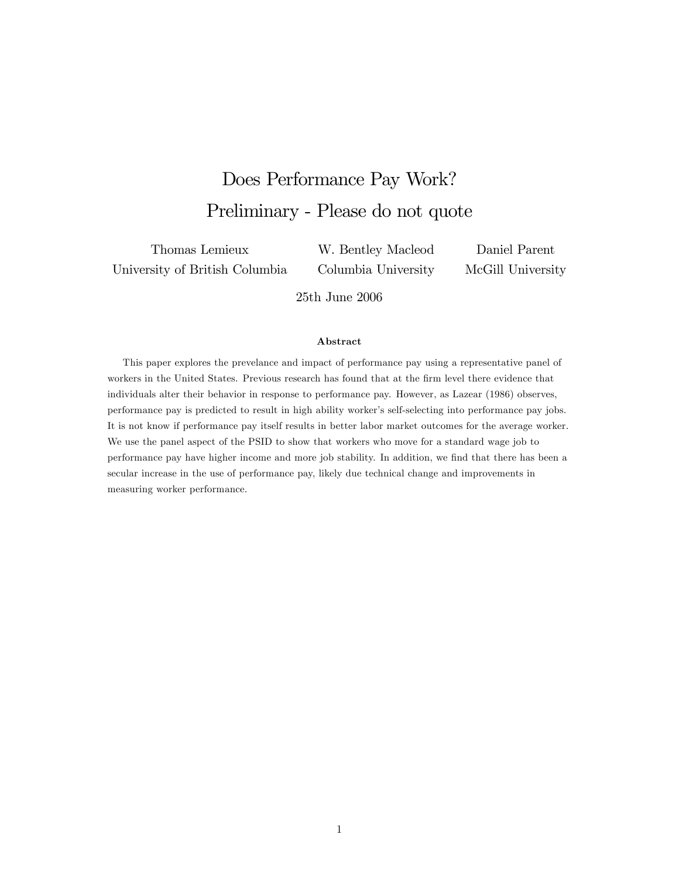# Does Performance Pay Work?

# Preliminary - Please do not quote

Thomas Lemieux
University of British Columbia

W. Bentley Macleod
Columbia University

Daniel Parent
McGill University

25th June 2006

### Abstract

This paper explores the prevelance and impact of performance pay using a representative panel of workers in the United States. Previous research has found that at the firm level there evidence that individuals alter their behavior in response to performance pay. However, as Lazear (1986) observes, performance pay is predicted to result in high ability worker's self-selecting into performance pay jobs. It is not know if performance pay itself results in better labor market outcomes for the average worker. We use the panel aspect of the PSID to show that workers who move for a standard wage job to performance pay have higher income and more job stability. In addition, we find that there has been a secular increase in the use of performance pay, likely due technical change and improvements in measuring worker performance.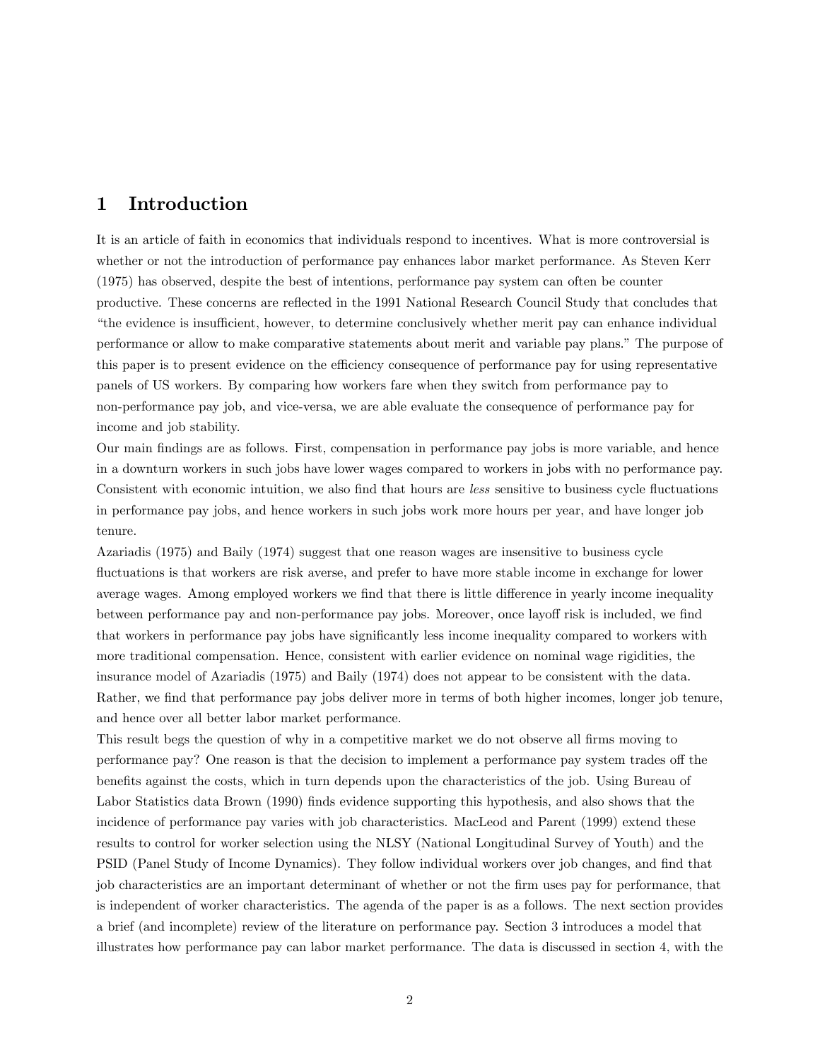# 1 Introduction

It is an article of faith in economics that individuals respond to incentives. What is more controversial is whether or not the introduction of performance pay enhances labor market performance. As Steven Kerr (1975) has observed, despite the best of intentions, performance pay system can often be counter productive. These concerns are reflected in the 1991 National Research Council Study that concludes that "the evidence is insufficient, however, to determine conclusively whether merit pay can enhance individual performance or allow to make comparative statements about merit and variable pay plans." The purpose of this paper is to present evidence on the efficiency consequence of performance pay for using representative panels of US workers. By comparing how workers fare when they switch from performance pay to non-performance pay job, and vice-versa, we are able evaluate the consequence of performance pay for income and job stability.

Our main findings are as follows. First, compensation in performance pay jobs is more variable, and hence in a downturn workers in such jobs have lower wages compared to workers in jobs with no performance pay. Consistent with economic intuition, we also find that hours are *less* sensitive to business cycle fluctuations in performance pay jobs, and hence workers in such jobs work more hours per year, and have longer job tenure.

Azariadis (1975) and Baily (1974) suggest that one reason wages are insensitive to business cycle fluctuations is that workers are risk averse, and prefer to have more stable income in exchange for lower average wages. Among employed workers we find that there is little difference in yearly income inequality between performance pay and non-performance pay jobs. Moreover, once layoff risk is included, we find that workers in performance pay jobs have significantly less income inequality compared to workers with more traditional compensation. Hence, consistent with earlier evidence on nominal wage rigidities, the insurance model of Azariadis (1975) and Baily (1974) does not appear to be consistent with the data. Rather, we find that performance pay jobs deliver more in terms of both higher incomes, longer job tenure, and hence over all better labor market performance.

This result begs the question of why in a competitive market we do not observe all firms moving to performance pay? One reason is that the decision to implement a performance pay system trades off the benefits against the costs, which in turn depends upon the characteristics of the job. Using Bureau of Labor Statistics data Brown (1990) finds evidence supporting this hypothesis, and also shows that the incidence of performance pay varies with job characteristics. MacLeod and Parent (1999) extend these results to control for worker selection using the NLSY (National Longitudinal Survey of Youth) and the PSID (Panel Study of Income Dynamics). They follow individual workers over job changes, and find that job characteristics are an important determinant of whether or not the firm uses pay for performance, that is independent of worker characteristics. The agenda of the paper is as a follows. The next section provides a brief (and incomplete) review of the literature on performance pay. Section 3 introduces a model that illustrates how performance pay can labor market performance. The data is discussed in section 4, with the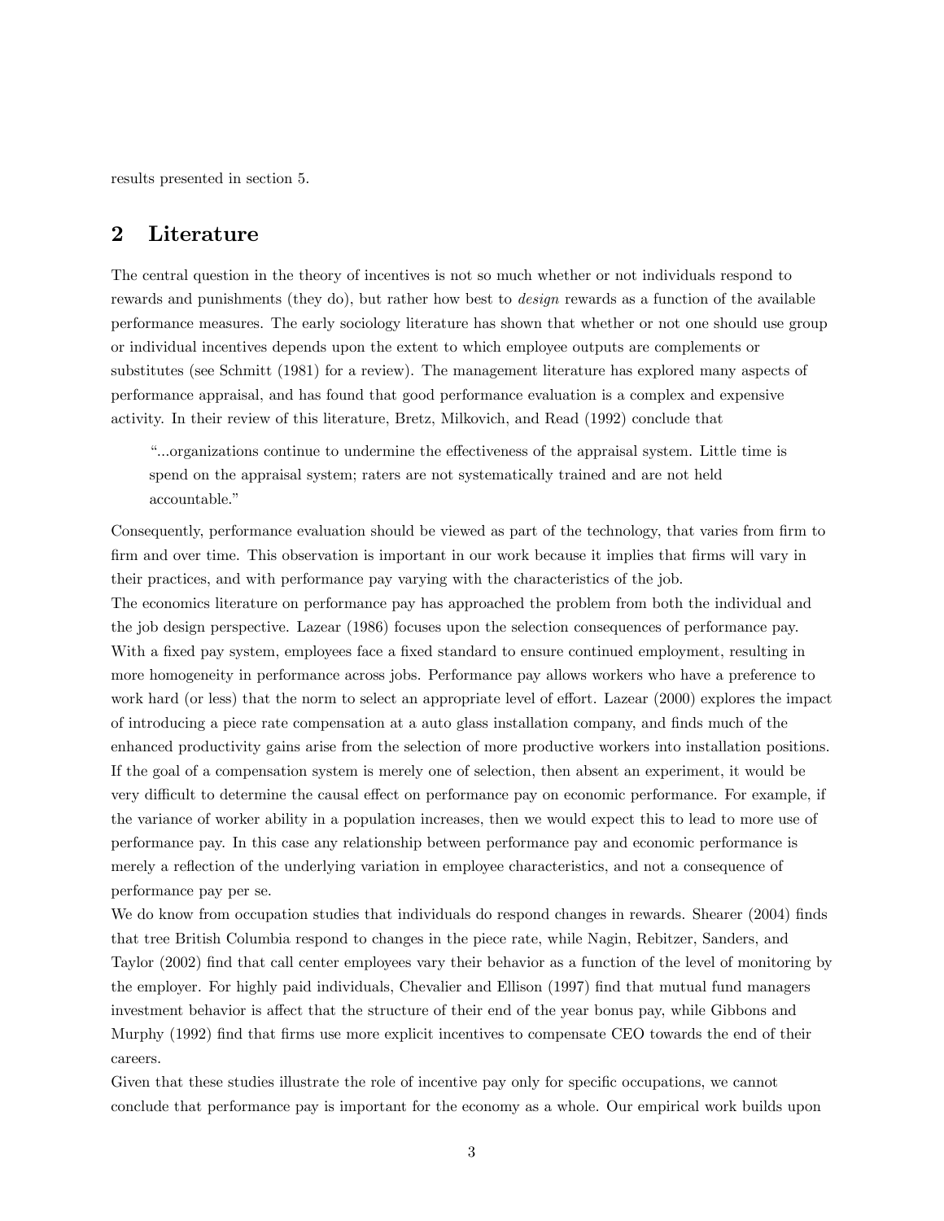results presented in section 5.

## 2 Literature

The central question in the theory of incentives is not so much whether or not individuals respond to rewards and punishments (they do), but rather how best to *design* rewards as a function of the available performance measures. The early sociology literature has shown that whether or not one should use group or individual incentives depends upon the extent to which employee outputs are complements or substitutes (see Schmitt (1981) for a review). The management literature has explored many aspects of performance appraisal, and has found that good performance evaluation is a complex and expensive activity. In their review of this literature, Bretz, Milkovich, and Read (1992) conclude that

> "...organizations continue to undermine the effectiveness of the appraisal system. Little time is spend on the appraisal system; raters are not systematically trained and are not held accountable."

Consequently, performance evaluation should be viewed as part of the technology, that varies from firm to firm and over time. This observation is important in our work because it implies that firms will vary in their practices, and with performance pay varying with the characteristics of the job.

The economics literature on performance pay has approached the problem from both the individual and the job design perspective. Lazear (1986) focuses upon the selection consequences of performance pay. With a fixed pay system, employees face a fixed standard to ensure continued employment, resulting in more homogeneity in performance across jobs. Performance pay allows workers who have a preference to work hard (or less) that the norm to select an appropriate level of effort. Lazear (2000) explores the impact of introducing a piece rate compensation at a auto glass installation company, and finds much of the enhanced productivity gains arise from the selection of more productive workers into installation positions. If the goal of a compensation system is merely one of selection, then absent an experiment, it would be very difficult to determine the causal effect on performance pay on economic performance. For example, if the variance of worker ability in a population increases, then we would expect this to lead to more use of performance pay. In this case any relationship between performance pay and economic performance is merely a reflection of the underlying variation in employee characteristics, and not a consequence of performance pay per se.

We do know from occupation studies that individuals do respond changes in rewards. Shearer (2004) finds that tree British Columbia respond to changes in the piece rate, while Nagin, Rebitzer, Sanders, and Taylor (2002) find that call center employees vary their behavior as a function of the level of monitoring by the employer. For highly paid individuals, Chevalier and Ellison (1997) find that mutual fund managers investment behavior is affect that the structure of their end of the year bonus pay, while Gibbons and Murphy (1992) find that firms use more explicit incentives to compensate CEO towards the end of their careers.

Given that these studies illustrate the role of incentive pay only for specific occupations, we cannot conclude that performance pay is important for the economy as a whole. Our empirical work builds upon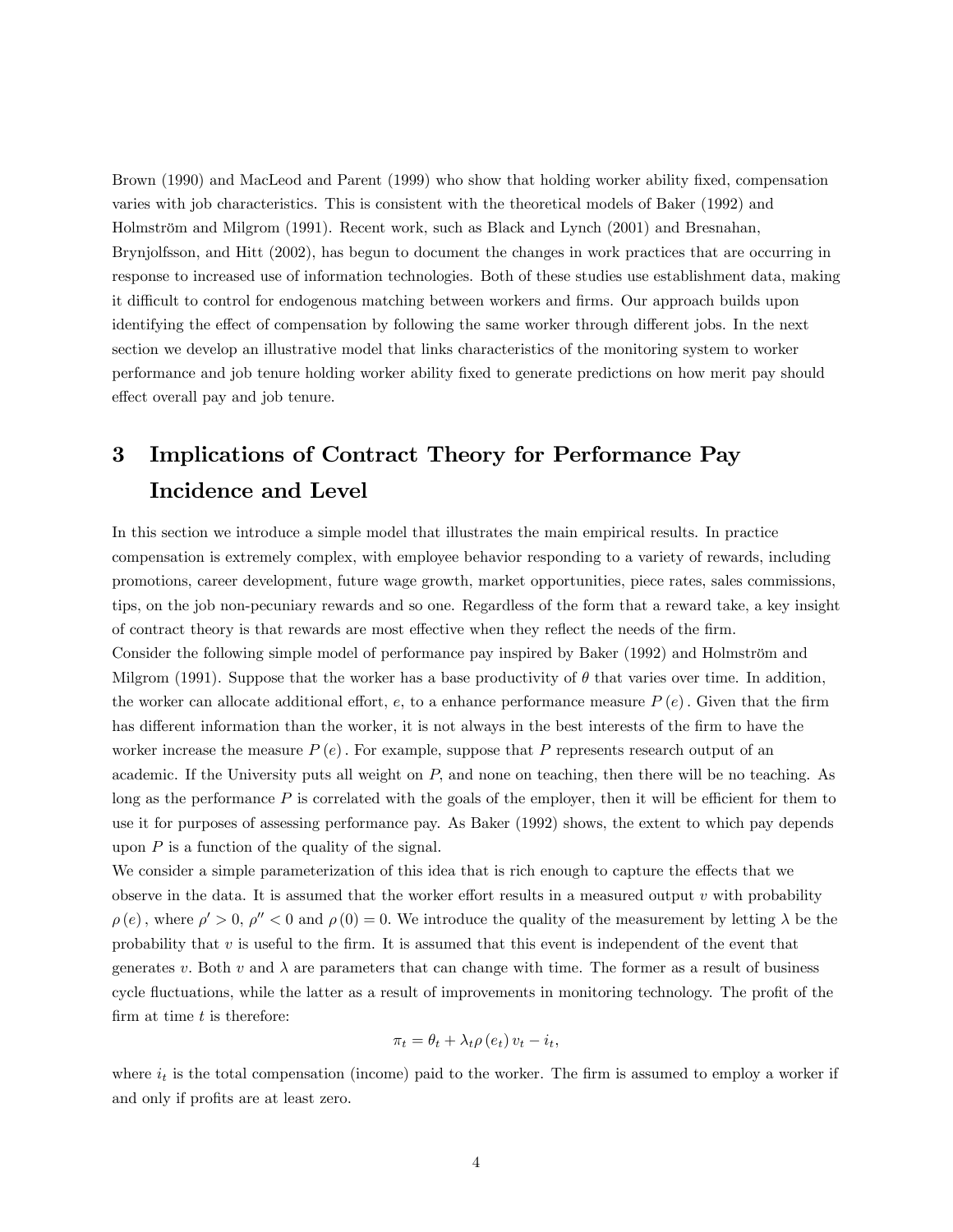Brown (1990) and MacLeod and Parent (1999) who show that holding worker ability fixed, compensation varies with job characteristics. This is consistent with the theoretical models of Baker (1992) and Holmström and Milgrom (1991). Recent work, such as Black and Lynch (2001) and Bresnahan, Brynjolfsson, and Hitt (2002), has begun to document the changes in work practices that are occurring in response to increased use of information technologies. Both of these studies use establishment data, making it difficult to control for endogenous matching between workers and firms. Our approach builds upon identifying the effect of compensation by following the same worker through different jobs. In the next section we develop an illustrative model that links characteristics of the monitoring system to worker performance and job tenure holding worker ability fixed to generate predictions on how merit pay should effect overall pay and job tenure.

# 3 Implications of Contract Theory for Performance Pay Incidence and Level

In this section we introduce a simple model that illustrates the main empirical results. In practice compensation is extremely complex, with employee behavior responding to a variety of rewards, including promotions, career development, future wage growth, market opportunities, piece rates, sales commissions, tips, on the job non-pecuniary rewards and so one. Regardless of the form that a reward take, a key insight of contract theory is that rewards are most effective when they reflect the needs of the firm.

Consider the following simple model of performance pay inspired by Baker (1992) and Holmström and Milgrom (1991). Suppose that the worker has a base productivity of $\theta$ that varies over time. In addition, the worker can allocate additional effort, $e$, to a enhance performance measure $P(e)$. Given that the firm has different information than the worker, it is not always in the best interests of the firm to have the worker increase the measure $P(e)$. For example, suppose that $P$ represents research output of an academic. If the University puts all weight on $P$, and none on teaching, then there will be no teaching. As long as the performance $P$ is correlated with the goals of the employer, then it will be efficient for them to use it for purposes of assessing performance pay. As Baker (1992) shows, the extent to which pay depends upon $P$ is a function of the quality of the signal.

We consider a simple parameterization of this idea that is rich enough to capture the effects that we observe in the data. It is assumed that the worker effort results in a measured output $v$ with probability $\rho(e)$, where $\rho' > 0$, $\rho'' < 0$ and $\rho(0) = 0$. We introduce the quality of the measurement by letting $\lambda$ be the probability that $v$ is useful to the firm. It is assumed that this event is independent of the event that generates $v$. Both $v$ and $\lambda$ are parameters that can change with time. The former as a result of business cycle fluctuations, while the latter as a result of improvements in monitoring technology. The profit of the firm at time $t$ is therefore:

$$\pi_t = \theta_t + \lambda_t \rho(e_t) v_t - i_t,$$

where $i_t$ is the total compensation (income) paid to the worker. The firm is assumed to employ a worker if and only if profits are at least zero.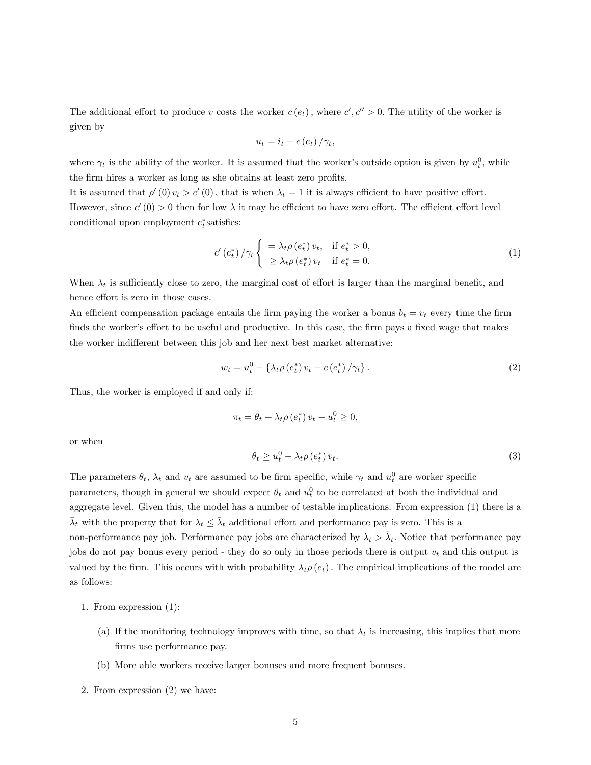The additional effort to produce $v$ costs the worker $c(e_t)$, where $c', c'' > 0$. The utility of the worker is given by

$$u_t = i_t - c(e_t)/\gamma_t,$$

where $\gamma_t$ is the ability of the worker. It is assumed that the worker's outside option is given by $u_t^0$, while the firm hires a worker as long as she obtains at least zero profits.

It is assumed that $\rho'(0) v_t > c'(0)$, that is when $\lambda_t = 1$ it is always efficient to have positive effort. However, since $c'(0) > 0$ then for low $\lambda$ it may be efficient to have zero effort. The efficient effort level conditional upon employment $e_t^*$satisfies:

$$c'(e_t^*)/\gamma_t \begin{cases} = \lambda_t \rho(e_t^*) v_t, & \text{if } e_t^* > 0, \\ \geq \lambda_t \rho(e_t^*) v_t & \text{if } e_t^* = 0. \end{cases} \tag{1}$$

When $\lambda_t$ is sufficiently close to zero, the marginal cost of effort is larger than the marginal benefit, and hence effort is zero in those cases.

An efficient compensation package entails the firm paying the worker a bonus $b_t = v_t$ every time the firm finds the worker's effort to be useful and productive. In this case, the firm pays a fixed wage that makes the worker indifferent between this job and her next best market alternative:

$$w_t = u_t^0 - \{\lambda_t \rho(e_t^*) v_t - c(e_t^*)/\gamma_t\}. \tag{2}$$

Thus, the worker is employed if and only if:

$$\pi_t = \theta_t + \lambda_t \rho(e_t^*) v_t - u_t^0 \geq 0,$$

or when

$$\theta_t \geq u_t^0 - \lambda_t \rho(e_t^*) v_t. \tag{3}$$

The parameters $\theta_t$, $\lambda_t$ and $v_t$ are assumed to be firm specific, while $\gamma_t$ and $u_t^0$ are worker specific parameters, though in general we should expect $\theta_t$ and $u_t^0$ to be correlated at both the individual and aggregate level. Given this, the model has a number of testable implications. From expression (1) there is a $\bar{\lambda}_t$ with the property that for $\lambda_t \leq \bar{\lambda}_t$ additional effort and performance pay is zero. This is a non-performance pay job. Performance pay jobs are characterized by $\lambda_t > \bar{\lambda}_t$. Notice that performance pay jobs do not pay bonus every period - they do so only in those periods there is output $v_t$ and this output is valued by the firm. This occurs with with probability $\lambda_t \rho(e_t)$. The empirical implications of the model are as follows:

1. From expression (1):

   (a) If the monitoring technology improves with time, so that $\lambda_t$ is increasing, this implies that more firms use performance pay.

   (b) More able workers receive larger bonuses and more frequent bonuses.

2. From expression (2) we have: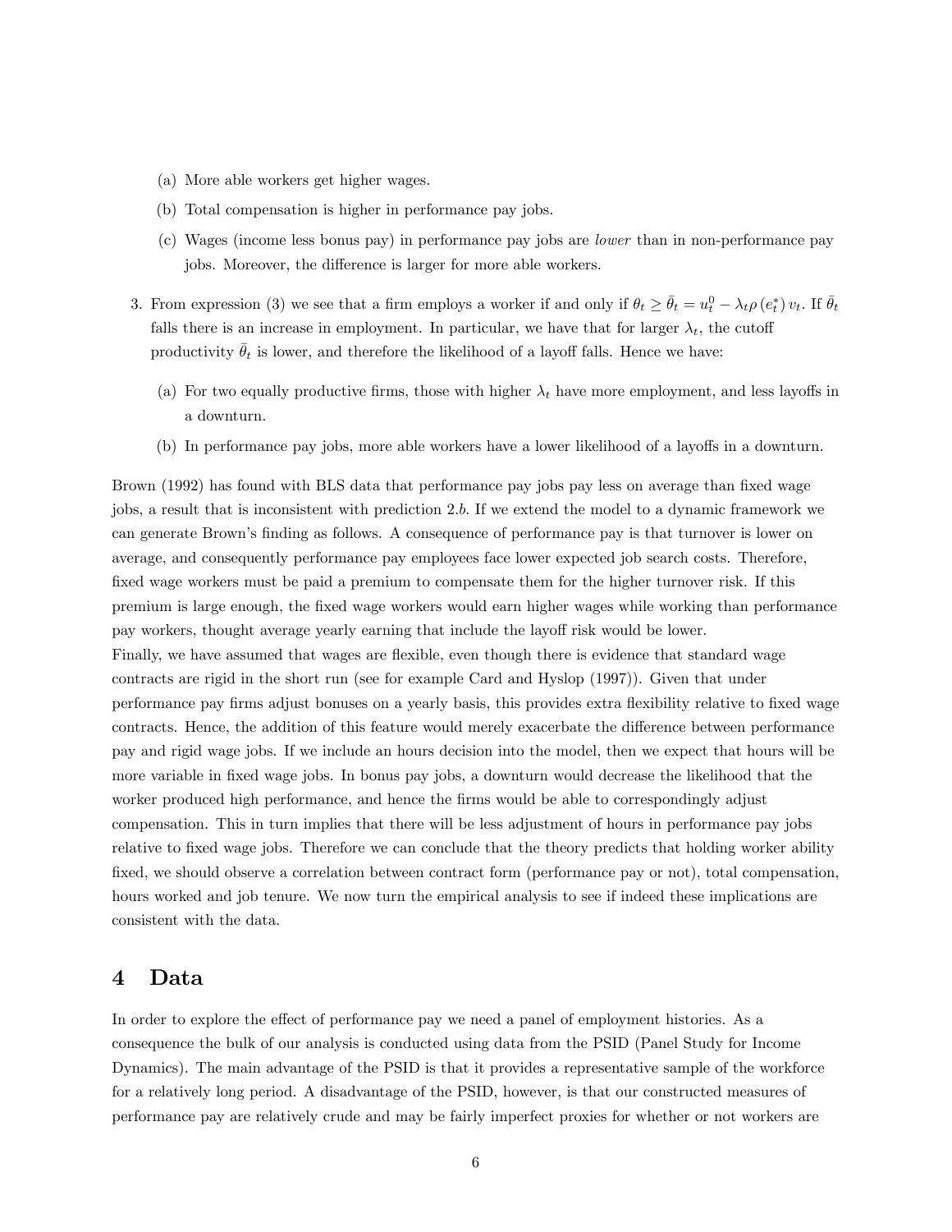(a) More able workers get higher wages.

   (b) Total compensation is higher in performance pay jobs.

   (c) Wages (income less bonus pay) in performance pay jobs are *lower* than in non-performance pay jobs. Moreover, the difference is larger for more able workers.

3. From expression (3) we see that a firm employs a worker if and only if $\theta_t \geq \bar{\theta}_t = u_t^0 - \lambda_t \rho(e_t^*) v_t$. If $\bar{\theta}_t$ falls there is an increase in employment. In particular, we have that for larger $\lambda_t$, the cutoff productivity $\bar{\theta}_t$ is lower, and therefore the likelihood of a layoff falls. Hence we have:

   (a) For two equally productive firms, those with higher $\lambda_t$ have more employment, and less layoffs in a downturn.

   (b) In performance pay jobs, more able workers have a lower likelihood of a layoffs in a downturn.

Brown (1992) has found with BLS data that performance pay jobs pay less on average than fixed wage jobs, a result that is inconsistent with prediction 2.*b*. If we extend the model to a dynamic framework we can generate Brown's finding as follows. A consequence of performance pay is that turnover is lower on average, and consequently performance pay employees face lower expected job search costs. Therefore, fixed wage workers must be paid a premium to compensate them for the higher turnover risk. If this premium is large enough, the fixed wage workers would earn higher wages while working than performance pay workers, thought average yearly earning that include the layoff risk would be lower.
Finally, we have assumed that wages are flexible, even though there is evidence that standard wage contracts are rigid in the short run (see for example Card and Hyslop (1997)). Given that under performance pay firms adjust bonuses on a yearly basis, this provides extra flexibility relative to fixed wage contracts. Hence, the addition of this feature would merely exacerbate the difference between performance pay and rigid wage jobs. If we include an hours decision into the model, then we expect that hours will be more variable in fixed wage jobs. In bonus pay jobs, a downturn would decrease the likelihood that the worker produced high performance, and hence the firms would be able to correspondingly adjust compensation. This in turn implies that there will be less adjustment of hours in performance pay jobs relative to fixed wage jobs. Therefore we can conclude that the theory predicts that holding worker ability fixed, we should observe a correlation between contract form (performance pay or not), total compensation, hours worked and job tenure. We now turn the empirical analysis to see if indeed these implications are consistent with the data.

# 4 Data

In order to explore the effect of performance pay we need a panel of employment histories. As a consequence the bulk of our analysis is conducted using data from the PSID (Panel Study for Income Dynamics). The main advantage of the PSID is that it provides a representative sample of the workforce for a relatively long period. A disadvantage of the PSID, however, is that our constructed measures of performance pay are relatively crude and may be fairly imperfect proxies for whether or not workers are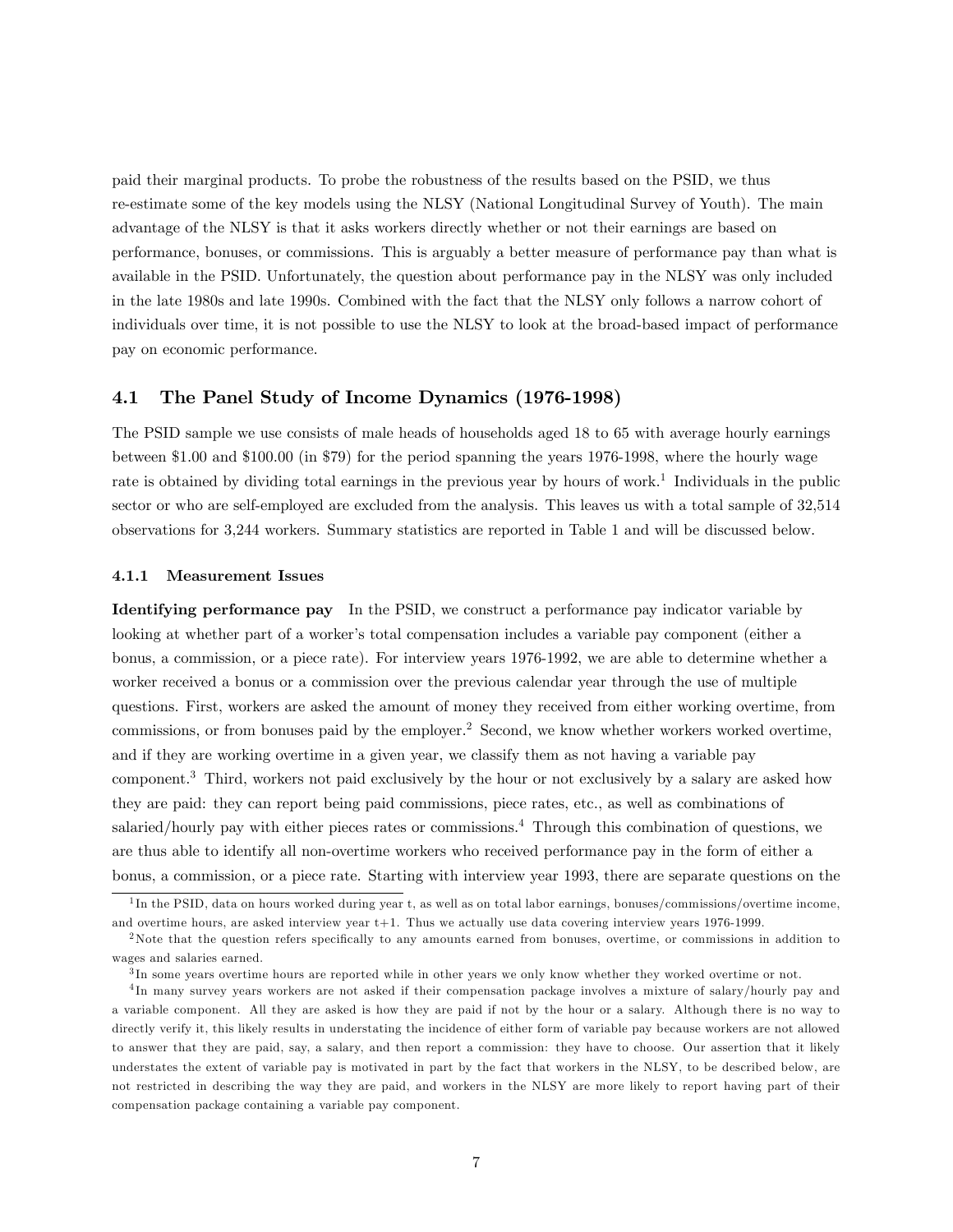paid their marginal products. To probe the robustness of the results based on the PSID, we thus re-estimate some of the key models using the NLSY (National Longitudinal Survey of Youth). The main advantage of the NLSY is that it asks workers directly whether or not their earnings are based on performance, bonuses, or commissions. This is arguably a better measure of performance pay than what is available in the PSID. Unfortunately, the question about performance pay in the NLSY was only included in the late 1980s and late 1990s. Combined with the fact that the NLSY only follows a narrow cohort of individuals over time, it is not possible to use the NLSY to look at the broad-based impact of performance pay on economic performance.

## 4.1 The Panel Study of Income Dynamics (1976-1998)

The PSID sample we use consists of male heads of households aged 18 to 65 with average hourly earnings between $1.00 and $100.00 (in $79) for the period spanning the years 1976-1998, where the hourly wage rate is obtained by dividing total earnings in the previous year by hours of work.[1] Individuals in the public sector or who are self-employed are excluded from the analysis. This leaves us with a total sample of 32,514 observations for 3,244 workers. Summary statistics are reported in Table 1 and will be discussed below.

### 4.1.1 Measurement Issues

**Identifying performance pay** In the PSID, we construct a performance pay indicator variable by looking at whether part of a worker's total compensation includes a variable pay component (either a bonus, a commission, or a piece rate). For interview years 1976-1992, we are able to determine whether a worker received a bonus or a commission over the previous calendar year through the use of multiple questions. First, workers are asked the amount of money they received from either working overtime, from commissions, or from bonuses paid by the employer.[2] Second, we know whether workers worked overtime, and if they are working overtime in a given year, we classify them as not having a variable pay component.[3] Third, workers not paid exclusively by the hour or not exclusively by a salary are asked how they are paid: they can report being paid commissions, piece rates, etc., as well as combinations of salaried/hourly pay with either pieces rates or commissions.[4] Through this combination of questions, we are thus able to identify all non-overtime workers who received performance pay in the form of either a bonus, a commission, or a piece rate. Starting with interview year 1993, there are separate questions on the

[1] In the PSID, data on hours worked during year t, as well as on total labor earnings, bonuses/commissions/overtime income, and overtime hours, are asked interview year t+1. Thus we actually use data covering interview years 1976-1999.

[2] Note that the question refers specifically to any amounts earned from bonuses, overtime, or commissions in addition to wages and salaries earned.

[3] In some years overtime hours are reported while in other years we only know whether they worked overtime or not.

[4] In many survey years workers are not asked if their compensation package involves a mixture of salary/hourly pay and a variable component. All they are asked is how they are paid if not by the hour or a salary. Although there is no way to directly verify it, this likely results in understating the incidence of either form of variable pay because workers are not allowed to answer that they are paid, say, a salary, and then report a commission: they have to choose. Our assertion that it likely understates the extent of variable pay is motivated in part by the fact that workers in the NLSY, to be described below, are not restricted in describing the way they are paid, and workers in the NLSY are more likely to report having part of their compensation package containing a variable pay component.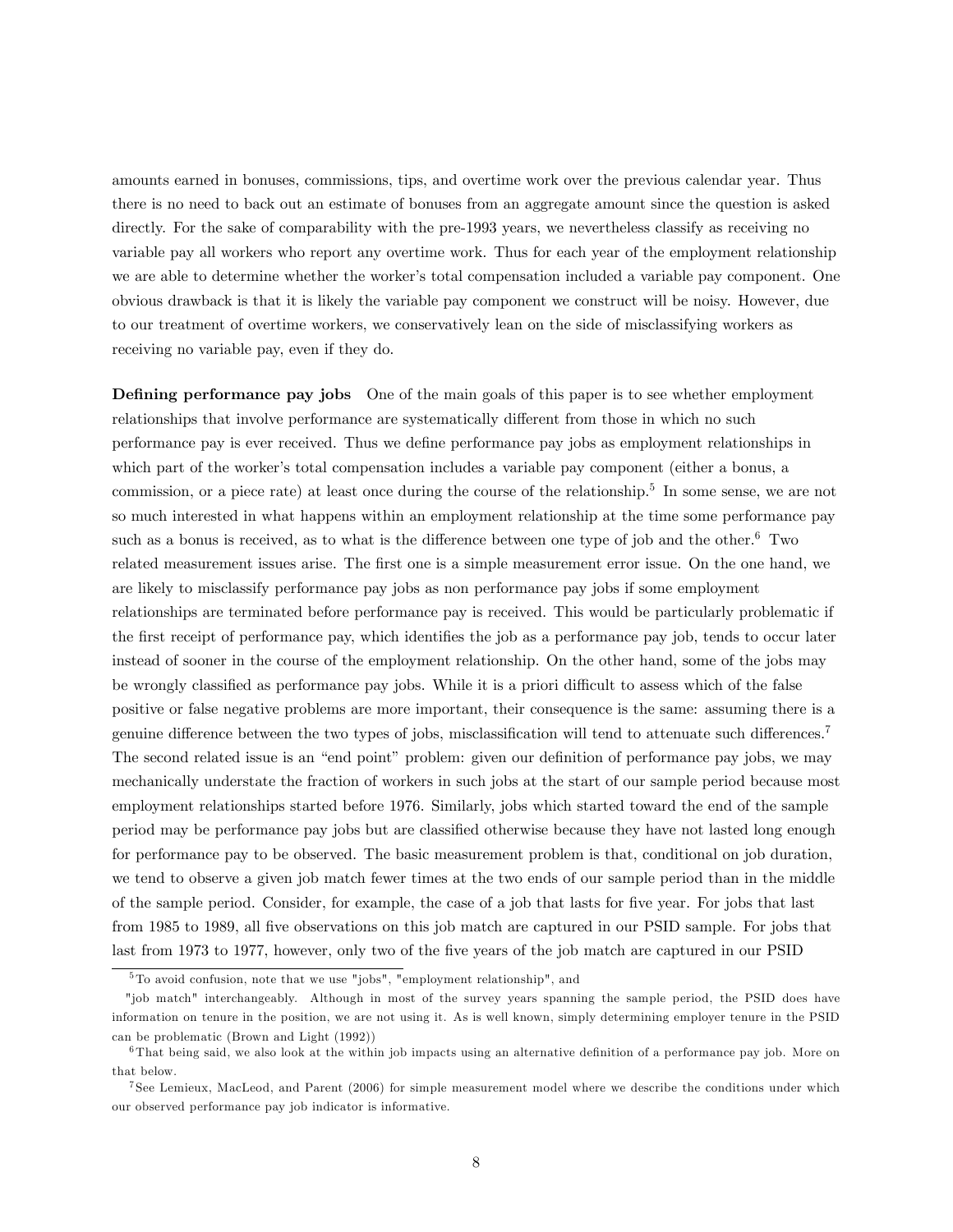amounts earned in bonuses, commissions, tips, and overtime work over the previous calendar year. Thus there is no need to back out an estimate of bonuses from an aggregate amount since the question is asked directly. For the sake of comparability with the pre-1993 years, we nevertheless classify as receiving no variable pay all workers who report any overtime work. Thus for each year of the employment relationship we are able to determine whether the worker's total compensation included a variable pay component. One obvious drawback is that it is likely the variable pay component we construct will be noisy. However, due to our treatment of overtime workers, we conservatively lean on the side of misclassifying workers as receiving no variable pay, even if they do.

**Defining performance pay jobs** One of the main goals of this paper is to see whether employment relationships that involve performance are systematically different from those in which no such performance pay is ever received. Thus we define performance pay jobs as employment relationships in which part of the worker's total compensation includes a variable pay component (either a bonus, a commission, or a piece rate) at least once during the course of the relationship.[5] In some sense, we are not so much interested in what happens within an employment relationship at the time some performance pay such as a bonus is received, as to what is the difference between one type of job and the other.[6] Two related measurement issues arise. The first one is a simple measurement error issue. On the one hand, we are likely to misclassify performance pay jobs as non performance pay jobs if some employment relationships are terminated before performance pay is received. This would be particularly problematic if the first receipt of performance pay, which identifies the job as a performance pay job, tends to occur later instead of sooner in the course of the employment relationship. On the other hand, some of the jobs may be wrongly classified as performance pay jobs. While it is a priori difficult to assess which of the false positive or false negative problems are more important, their consequence is the same: assuming there is a genuine difference between the two types of jobs, misclassification will tend to attenuate such differences.[7] The second related issue is an "end point" problem: given our definition of performance pay jobs, we may mechanically understate the fraction of workers in such jobs at the start of our sample period because most employment relationships started before 1976. Similarly, jobs which started toward the end of the sample period may be performance pay jobs but are classified otherwise because they have not lasted long enough for performance pay to be observed. The basic measurement problem is that, conditional on job duration, we tend to observe a given job match fewer times at the two ends of our sample period than in the middle of the sample period. Consider, for example, the case of a job that lasts for five year. For jobs that last from 1985 to 1989, all five observations on this job match are captured in our PSID sample. For jobs that last from 1973 to 1977, however, only two of the five years of the job match are captured in our PSID

[5] To avoid confusion, note that we use "jobs", "employment relationship", and "job match" interchangeably. Although in most of the survey years spanning the sample period, the PSID does have information on tenure in the position, we are not using it. As is well known, simply determining employer tenure in the PSID can be problematic (Brown and Light (1992))

[6] That being said, we also look at the within job impacts using an alternative definition of a performance pay job. More on that below.

[7] See Lemieux, MacLeod, and Parent (2006) for simple measurement model where we describe the conditions under which our observed performance pay job indicator is informative.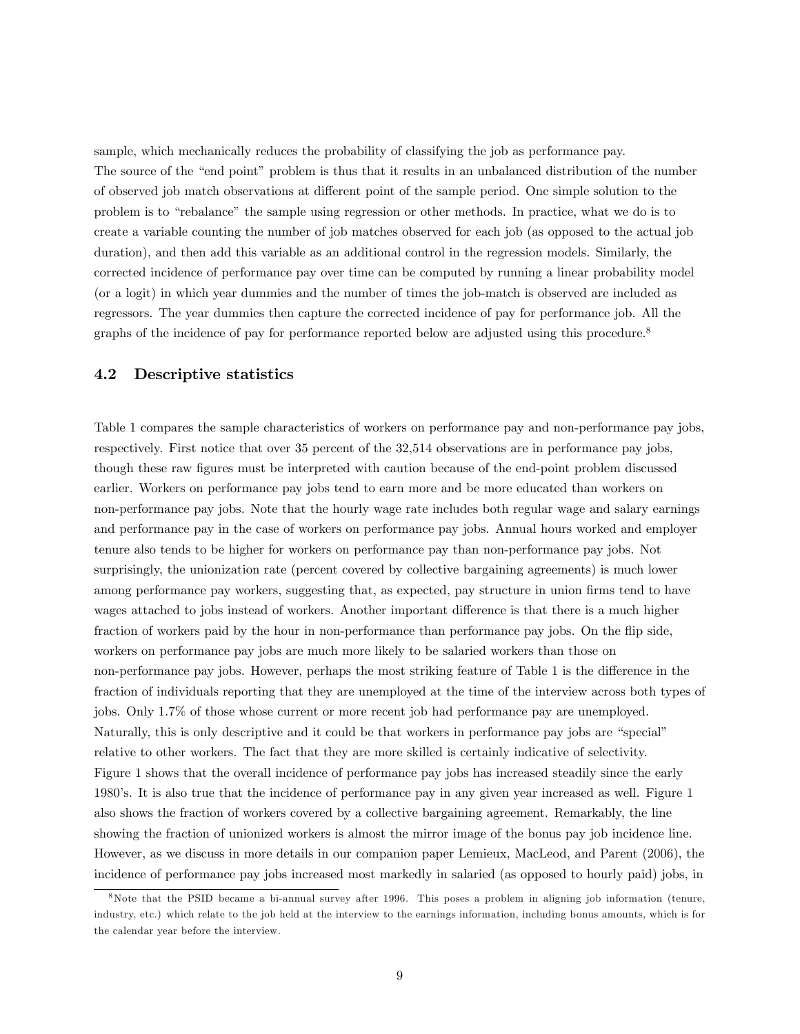sample, which mechanically reduces the probability of classifying the job as performance pay.
The source of the "end point" problem is thus that it results in an unbalanced distribution of the number of observed job match observations at different point of the sample period. One simple solution to the problem is to "rebalance" the sample using regression or other methods. In practice, what we do is to create a variable counting the number of job matches observed for each job (as opposed to the actual job duration), and then add this variable as an additional control in the regression models. Similarly, the corrected incidence of performance pay over time can be computed by running a linear probability model (or a logit) in which year dummies and the number of times the job-match is observed are included as regressors. The year dummies then capture the corrected incidence of pay for performance job. All the graphs of the incidence of pay for performance reported below are adjusted using this procedure.[8]

## 4.2 Descriptive statistics

Table 1 compares the sample characteristics of workers on performance pay and non-performance pay jobs, respectively. First notice that over 35 percent of the 32,514 observations are in performance pay jobs, though these raw figures must be interpreted with caution because of the end-point problem discussed earlier. Workers on performance pay jobs tend to earn more and be more educated than workers on non-performance pay jobs. Note that the hourly wage rate includes both regular wage and salary earnings and performance pay in the case of workers on performance pay jobs. Annual hours worked and employer tenure also tends to be higher for workers on performance pay than non-performance pay jobs. Not surprisingly, the unionization rate (percent covered by collective bargaining agreements) is much lower among performance pay workers, suggesting that, as expected, pay structure in union firms tend to have wages attached to jobs instead of workers. Another important difference is that there is a much higher fraction of workers paid by the hour in non-performance than performance pay jobs. On the flip side, workers on performance pay jobs are much more likely to be salaried workers than those on non-performance pay jobs. However, perhaps the most striking feature of Table 1 is the difference in the fraction of individuals reporting that they are unemployed at the time of the interview across both types of jobs. Only 1.7% of those whose current or more recent job had performance pay are unemployed. Naturally, this is only descriptive and it could be that workers in performance pay jobs are "special" relative to other workers. The fact that they are more skilled is certainly indicative of selectivity.
Figure 1 shows that the overall incidence of performance pay jobs has increased steadily since the early 1980's. It is also true that the incidence of performance pay in any given year increased as well. Figure 1 also shows the fraction of workers covered by a collective bargaining agreement. Remarkably, the line showing the fraction of unionized workers is almost the mirror image of the bonus pay job incidence line. However, as we discuss in more details in our companion paper Lemieux, MacLeod, and Parent (2006), the incidence of performance pay jobs increased most markedly in salaried (as opposed to hourly paid) jobs, in

[8] Note that the PSID became a bi-annual survey after 1996. This poses a problem in aligning job information (tenure, industry, etc.) which relate to the job held at the interview to the earnings information, including bonus amounts, which is for the calendar year before the interview.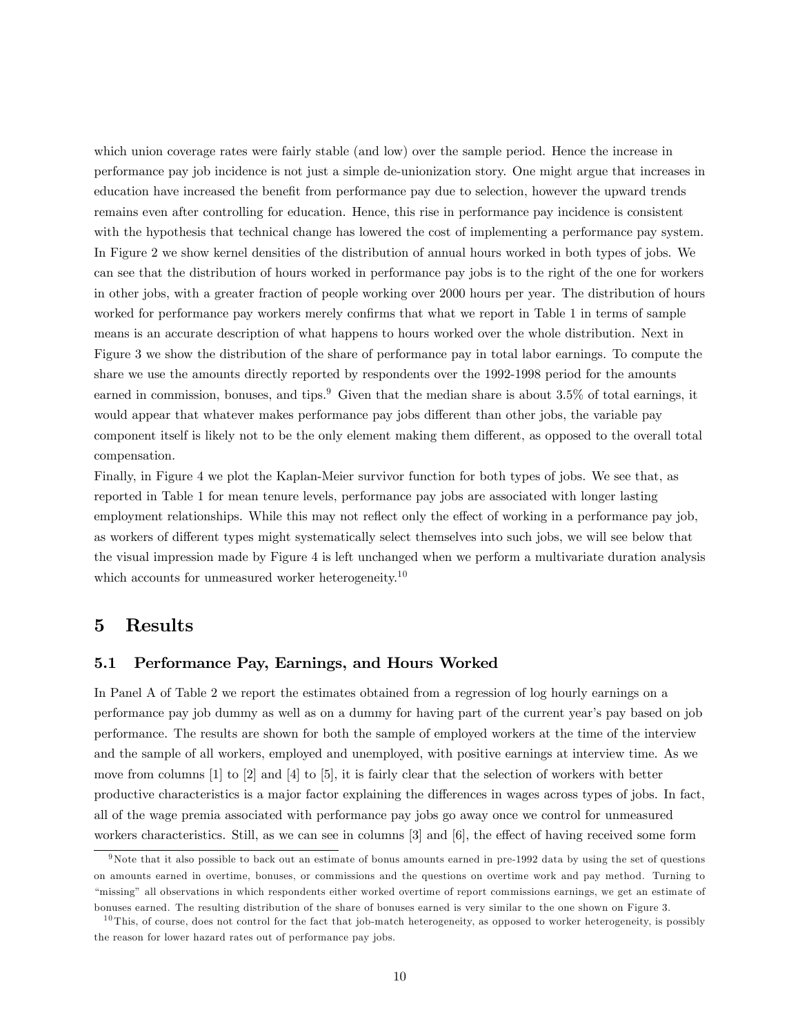which union coverage rates were fairly stable (and low) over the sample period. Hence the increase in performance pay job incidence is not just a simple de-unionization story. One might argue that increases in education have increased the benefit from performance pay due to selection, however the upward trends remains even after controlling for education. Hence, this rise in performance pay incidence is consistent with the hypothesis that technical change has lowered the cost of implementing a performance pay system. In Figure 2 we show kernel densities of the distribution of annual hours worked in both types of jobs. We can see that the distribution of hours worked in performance pay jobs is to the right of the one for workers in other jobs, with a greater fraction of people working over 2000 hours per year. The distribution of hours worked for performance pay workers merely confirms that what we report in Table 1 in terms of sample means is an accurate description of what happens to hours worked over the whole distribution. Next in Figure 3 we show the distribution of the share of performance pay in total labor earnings. To compute the share we use the amounts directly reported by respondents over the 1992-1998 period for the amounts earned in commission, bonuses, and tips.[9] Given that the median share is about 3.5% of total earnings, it would appear that whatever makes performance pay jobs different than other jobs, the variable pay component itself is likely not to be the only element making them different, as opposed to the overall total compensation.

Finally, in Figure 4 we plot the Kaplan-Meier survivor function for both types of jobs. We see that, as reported in Table 1 for mean tenure levels, performance pay jobs are associated with longer lasting employment relationships. While this may not reflect only the effect of working in a performance pay job, as workers of different types might systematically select themselves into such jobs, we will see below that the visual impression made by Figure 4 is left unchanged when we perform a multivariate duration analysis which accounts for unmeasured worker heterogeneity.[10]

## 5 Results

### 5.1 Performance Pay, Earnings, and Hours Worked

In Panel A of Table 2 we report the estimates obtained from a regression of log hourly earnings on a performance pay job dummy as well as on a dummy for having part of the current year's pay based on job performance. The results are shown for both the sample of employed workers at the time of the interview and the sample of all workers, employed and unemployed, with positive earnings at interview time. As we move from columns [1] to [2] and [4] to [5], it is fairly clear that the selection of workers with better productive characteristics is a major factor explaining the differences in wages across types of jobs. In fact, all of the wage premia associated with performance pay jobs go away once we control for unmeasured workers characteristics. Still, as we can see in columns [3] and [6], the effect of having received some form

[9] Note that it also possible to back out an estimate of bonus amounts earned in pre-1992 data by using the set of questions on amounts earned in overtime, bonuses, or commissions and the questions on overtime work and pay method. Turning to "missing" all observations in which respondents either worked overtime of report commissions earnings, we get an estimate of bonuses earned. The resulting distribution of the share of bonuses earned is very similar to the one shown on Figure 3.

[10] This, of course, does not control for the fact that job-match heterogeneity, as opposed to worker heterogeneity, is possibly the reason for lower hazard rates out of performance pay jobs.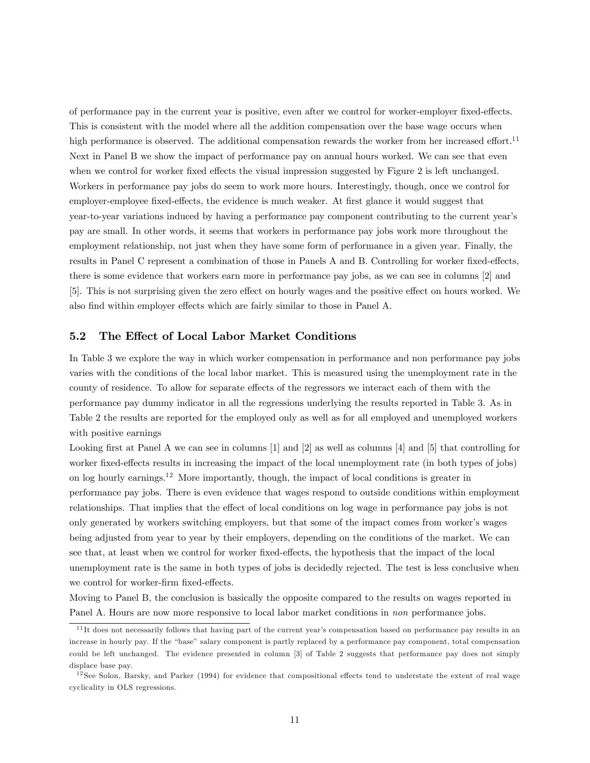of performance pay in the current year is positive, even after we control for worker-employer fixed-effects. This is consistent with the model where all the addition compensation over the base wage occurs when high performance is observed. The additional compensation rewards the worker from her increased effort.[11] Next in Panel B we show the impact of performance pay on annual hours worked. We can see that even when we control for worker fixed effects the visual impression suggested by Figure 2 is left unchanged. Workers in performance pay jobs do seem to work more hours. Interestingly, though, once we control for employer-employee fixed-effects, the evidence is much weaker. At first glance it would suggest that year-to-year variations induced by having a performance pay component contributing to the current year's pay are small. In other words, it seems that workers in performance pay jobs work more throughout the employment relationship, not just when they have some form of performance in a given year. Finally, the results in Panel C represent a combination of those in Panels A and B. Controlling for worker fixed-effects, there is some evidence that workers earn more in performance pay jobs, as we can see in columns [2] and [5]. This is not surprising given the zero effect on hourly wages and the positive effect on hours worked. We also find within employer effects which are fairly similar to those in Panel A.

## 5.2 The Effect of Local Labor Market Conditions

In Table 3 we explore the way in which worker compensation in performance and non performance pay jobs varies with the conditions of the local labor market. This is measured using the unemployment rate in the county of residence. To allow for separate effects of the regressors we interact each of them with the performance pay dummy indicator in all the regressions underlying the results reported in Table 3. As in Table 2 the results are reported for the employed only as well as for all employed and unemployed workers with positive earnings

Looking first at Panel A we can see in columns [1] and [2] as well as columns [4] and [5] that controlling for worker fixed-effects results in increasing the impact of the local unemployment rate (in both types of jobs) on log hourly earnings.[12] More importantly, though, the impact of local conditions is greater in performance pay jobs. There is even evidence that wages respond to outside conditions within employment relationships. That implies that the effect of local conditions on log wage in performance pay jobs is not only generated by workers switching employers, but that some of the impact comes from worker's wages being adjusted from year to year by their employers, depending on the conditions of the market. We can see that, at least when we control for worker fixed-effects, the hypothesis that the impact of the local unemployment rate is the same in both types of jobs is decidedly rejected. The test is less conclusive when we control for worker-firm fixed-effects.

Moving to Panel B, the conclusion is basically the opposite compared to the results on wages reported in Panel A. Hours are now more responsive to local labor market conditions in *non* performance jobs.

[11] It does not necessarily follows that having part of the current year's compensation based on performance pay results in an increase in hourly pay. If the "base" salary component is partly replaced by a performance pay component, total compensation could be left unchanged. The evidence presented in column [3] of Table 2 suggests that performance pay does not simply displace base pay.

[12] See Solon, Barsky, and Parker (1994) for evidence that compositional effects tend to understate the extent of real wage cyclicality in OLS regressions.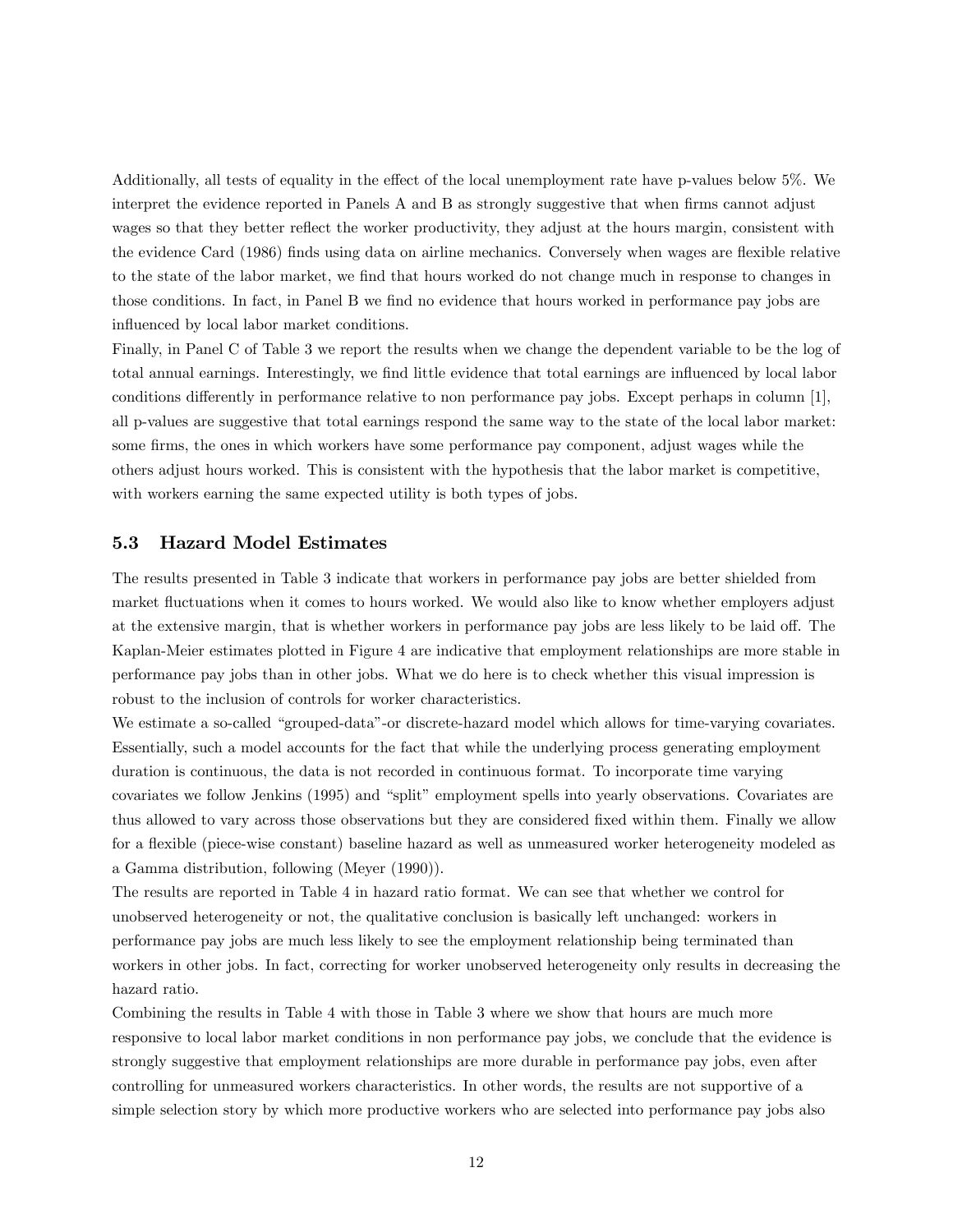Additionally, all tests of equality in the effect of the local unemployment rate have p-values below 5%. We interpret the evidence reported in Panels A and B as strongly suggestive that when firms cannot adjust wages so that they better reflect the worker productivity, they adjust at the hours margin, consistent with the evidence Card (1986) finds using data on airline mechanics. Conversely when wages are flexible relative to the state of the labor market, we find that hours worked do not change much in response to changes in those conditions. In fact, in Panel B we find no evidence that hours worked in performance pay jobs are influenced by local labor market conditions.

Finally, in Panel C of Table 3 we report the results when we change the dependent variable to be the log of total annual earnings. Interestingly, we find little evidence that total earnings are influenced by local labor conditions differently in performance relative to non performance pay jobs. Except perhaps in column [1], all p-values are suggestive that total earnings respond the same way to the state of the local labor market: some firms, the ones in which workers have some performance pay component, adjust wages while the others adjust hours worked. This is consistent with the hypothesis that the labor market is competitive, with workers earning the same expected utility is both types of jobs.

### 5.3 Hazard Model Estimates

The results presented in Table 3 indicate that workers in performance pay jobs are better shielded from market fluctuations when it comes to hours worked. We would also like to know whether employers adjust at the extensive margin, that is whether workers in performance pay jobs are less likely to be laid off. The Kaplan-Meier estimates plotted in Figure 4 are indicative that employment relationships are more stable in performance pay jobs than in other jobs. What we do here is to check whether this visual impression is robust to the inclusion of controls for worker characteristics.

We estimate a so-called "grouped-data"-or discrete-hazard model which allows for time-varying covariates. Essentially, such a model accounts for the fact that while the underlying process generating employment duration is continuous, the data is not recorded in continuous format. To incorporate time varying covariates we follow Jenkins (1995) and "split" employment spells into yearly observations. Covariates are thus allowed to vary across those observations but they are considered fixed within them. Finally we allow for a flexible (piece-wise constant) baseline hazard as well as unmeasured worker heterogeneity modeled as a Gamma distribution, following (Meyer (1990)).

The results are reported in Table 4 in hazard ratio format. We can see that whether we control for unobserved heterogeneity or not, the qualitative conclusion is basically left unchanged: workers in performance pay jobs are much less likely to see the employment relationship being terminated than workers in other jobs. In fact, correcting for worker unobserved heterogeneity only results in decreasing the hazard ratio.

Combining the results in Table 4 with those in Table 3 where we show that hours are much more responsive to local labor market conditions in non performance pay jobs, we conclude that the evidence is strongly suggestive that employment relationships are more durable in performance pay jobs, even after controlling for unmeasured workers characteristics. In other words, the results are not supportive of a simple selection story by which more productive workers who are selected into performance pay jobs also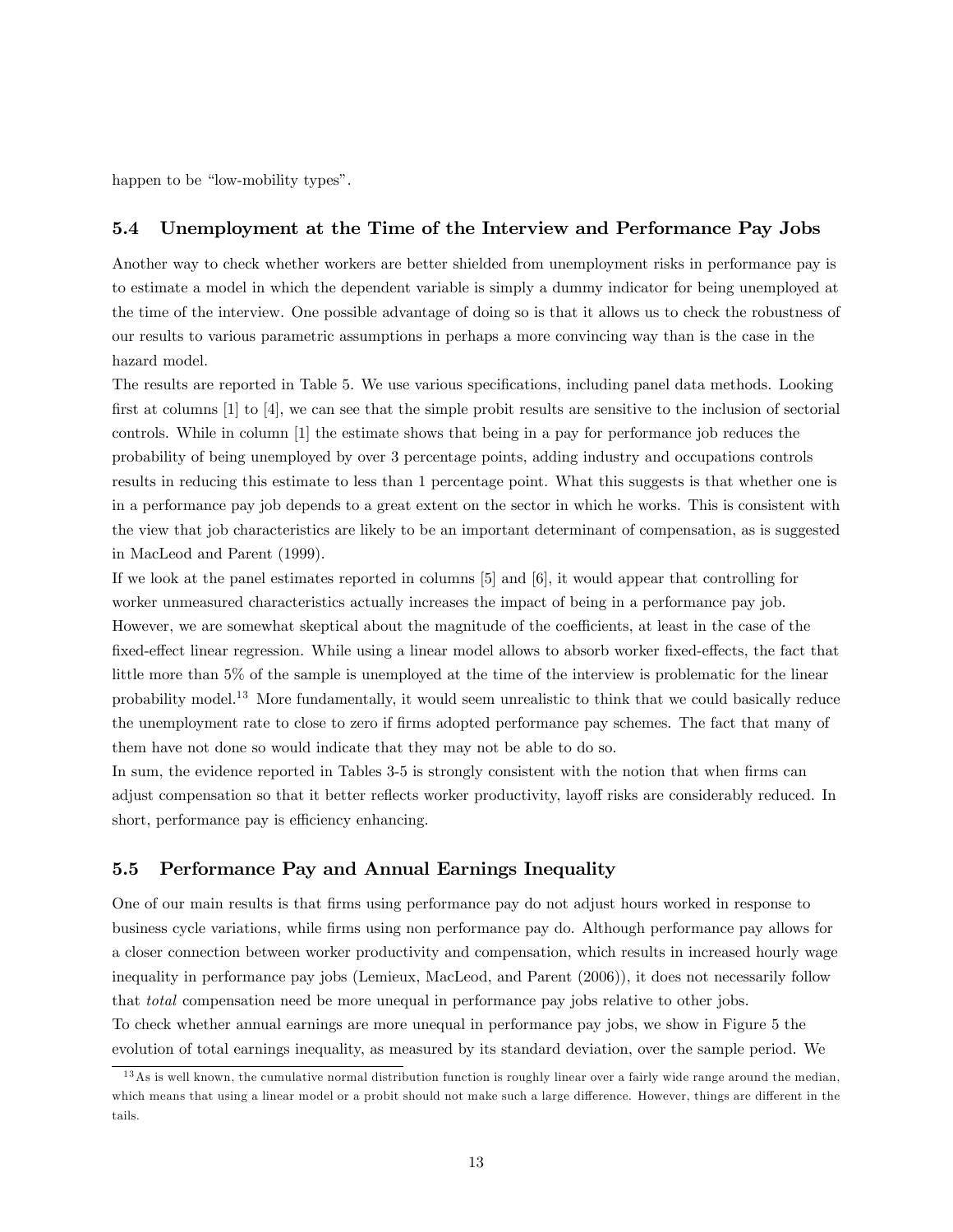happen to be "low-mobility types".

### 5.4 Unemployment at the Time of the Interview and Performance Pay Jobs

Another way to check whether workers are better shielded from unemployment risks in performance pay is to estimate a model in which the dependent variable is simply a dummy indicator for being unemployed at the time of the interview. One possible advantage of doing so is that it allows us to check the robustness of our results to various parametric assumptions in perhaps a more convincing way than is the case in the hazard model.

The results are reported in Table 5. We use various specifications, including panel data methods. Looking first at columns [1] to [4], we can see that the simple probit results are sensitive to the inclusion of sectorial controls. While in column [1] the estimate shows that being in a pay for performance job reduces the probability of being unemployed by over 3 percentage points, adding industry and occupations controls results in reducing this estimate to less than 1 percentage point. What this suggests is that whether one is in a performance pay job depends to a great extent on the sector in which he works. This is consistent with the view that job characteristics are likely to be an important determinant of compensation, as is suggested in MacLeod and Parent (1999).

If we look at the panel estimates reported in columns [5] and [6], it would appear that controlling for worker unmeasured characteristics actually increases the impact of being in a performance pay job. However, we are somewhat skeptical about the magnitude of the coefficients, at least in the case of the fixed-effect linear regression. While using a linear model allows to absorb worker fixed-effects, the fact that little more than 5% of the sample is unemployed at the time of the interview is problematic for the linear probability model.[13] More fundamentally, it would seem unrealistic to think that we could basically reduce the unemployment rate to close to zero if firms adopted performance pay schemes. The fact that many of them have not done so would indicate that they may not be able to do so.

In sum, the evidence reported in Tables 3-5 is strongly consistent with the notion that when firms can adjust compensation so that it better reflects worker productivity, layoff risks are considerably reduced. In short, performance pay is efficiency enhancing.

### 5.5 Performance Pay and Annual Earnings Inequality

One of our main results is that firms using performance pay do not adjust hours worked in response to business cycle variations, while firms using non performance pay do. Although performance pay allows for a closer connection between worker productivity and compensation, which results in increased hourly wage inequality in performance pay jobs (Lemieux, MacLeod, and Parent (2006)), it does not necessarily follow that *total* compensation need be more unequal in performance pay jobs relative to other jobs.

To check whether annual earnings are more unequal in performance pay jobs, we show in Figure 5 the evolution of total earnings inequality, as measured by its standard deviation, over the sample period. We

[13] As is well known, the cumulative normal distribution function is roughly linear over a fairly wide range around the median, which means that using a linear model or a probit should not make such a large difference. However, things are different in the tails.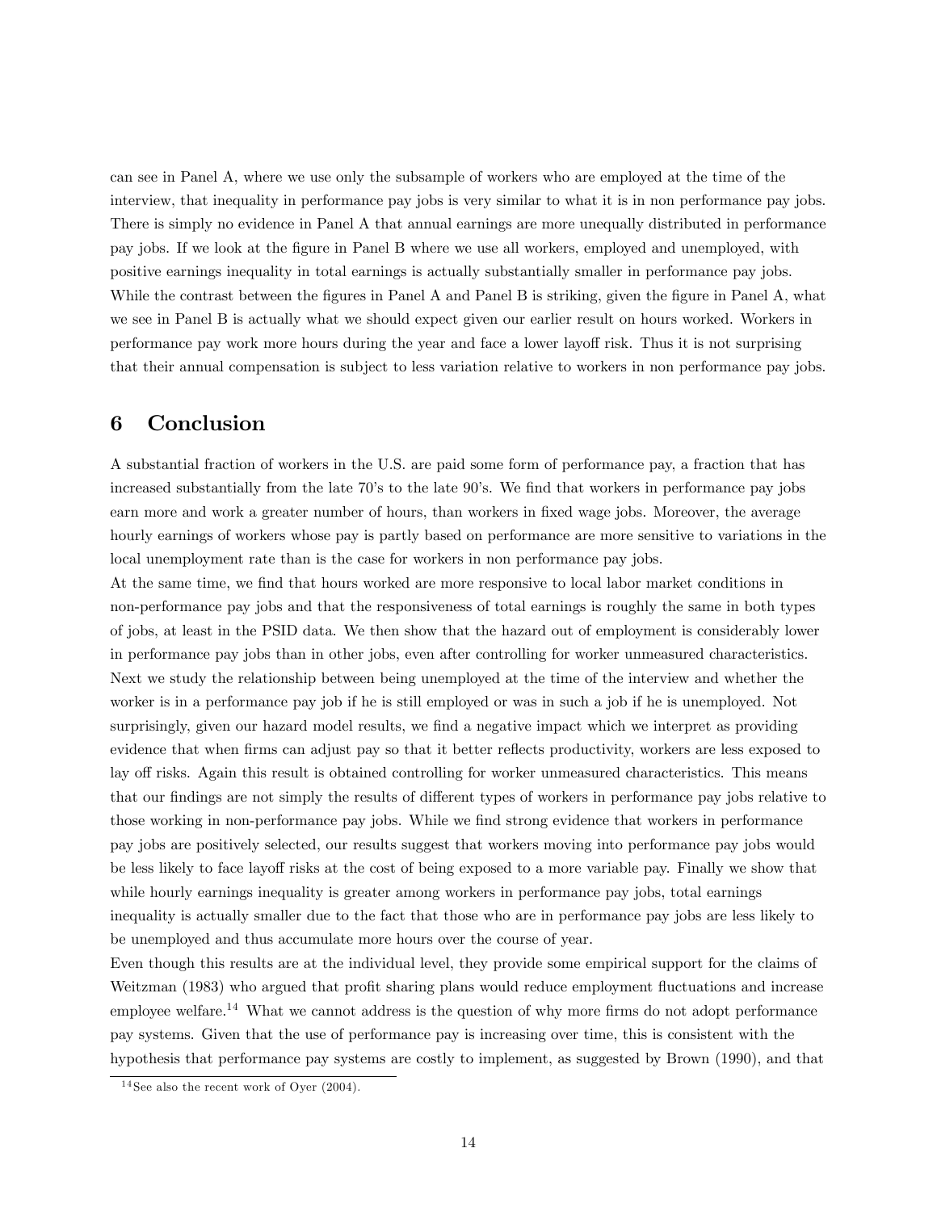can see in Panel A, where we use only the subsample of workers who are employed at the time of the interview, that inequality in performance pay jobs is very similar to what it is in non performance pay jobs. There is simply no evidence in Panel A that annual earnings are more unequally distributed in performance pay jobs. If we look at the figure in Panel B where we use all workers, employed and unemployed, with positive earnings inequality in total earnings is actually substantially smaller in performance pay jobs. While the contrast between the figures in Panel A and Panel B is striking, given the figure in Panel A, what we see in Panel B is actually what we should expect given our earlier result on hours worked. Workers in performance pay work more hours during the year and face a lower layoff risk. Thus it is not surprising that their annual compensation is subject to less variation relative to workers in non performance pay jobs.

## 6 Conclusion

A substantial fraction of workers in the U.S. are paid some form of performance pay, a fraction that has increased substantially from the late 70's to the late 90's. We find that workers in performance pay jobs earn more and work a greater number of hours, than workers in fixed wage jobs. Moreover, the average hourly earnings of workers whose pay is partly based on performance are more sensitive to variations in the local unemployment rate than is the case for workers in non performance pay jobs.

At the same time, we find that hours worked are more responsive to local labor market conditions in non-performance pay jobs and that the responsiveness of total earnings is roughly the same in both types of jobs, at least in the PSID data. We then show that the hazard out of employment is considerably lower in performance pay jobs than in other jobs, even after controlling for worker unmeasured characteristics. Next we study the relationship between being unemployed at the time of the interview and whether the worker is in a performance pay job if he is still employed or was in such a job if he is unemployed. Not surprisingly, given our hazard model results, we find a negative impact which we interpret as providing evidence that when firms can adjust pay so that it better reflects productivity, workers are less exposed to lay off risks. Again this result is obtained controlling for worker unmeasured characteristics. This means that our findings are not simply the results of different types of workers in performance pay jobs relative to those working in non-performance pay jobs. While we find strong evidence that workers in performance pay jobs are positively selected, our results suggest that workers moving into performance pay jobs would be less likely to face layoff risks at the cost of being exposed to a more variable pay. Finally we show that while hourly earnings inequality is greater among workers in performance pay jobs, total earnings inequality is actually smaller due to the fact that those who are in performance pay jobs are less likely to be unemployed and thus accumulate more hours over the course of year.

Even though this results are at the individual level, they provide some empirical support for the claims of Weitzman (1983) who argued that profit sharing plans would reduce employment fluctuations and increase employee welfare.[14] What we cannot address is the question of why more firms do not adopt performance pay systems. Given that the use of performance pay is increasing over time, this is consistent with the hypothesis that performance pay systems are costly to implement, as suggested by Brown (1990), and that

[14] See also the recent work of Oyer (2004).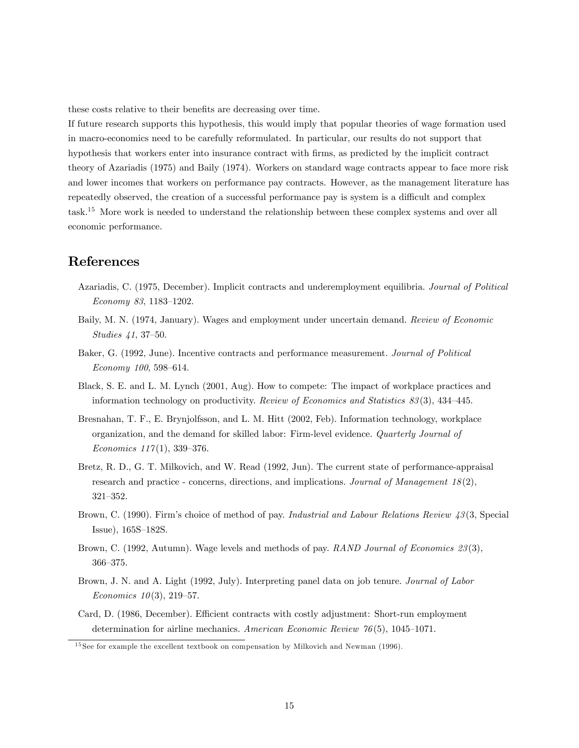these costs relative to their benefits are decreasing over time.

If future research supports this hypothesis, this would imply that popular theories of wage formation used in macro-economics need to be carefully reformulated. In particular, our results do not support that hypothesis that workers enter into insurance contract with firms, as predicted by the implicit contract theory of Azariadis (1975) and Baily (1974). Workers on standard wage contracts appear to face more risk and lower incomes that workers on performance pay contracts. However, as the management literature has repeatedly observed, the creation of a successful performance pay is system is a difficult and complex task.[15] More work is needed to understand the relationship between these complex systems and over all economic performance.

## References

Azariadis, C. (1975, December). Implicit contracts and underemployment equilibria. *Journal of Political Economy 83*, 1183–1202.

Baily, M. N. (1974, January). Wages and employment under uncertain demand. *Review of Economic Studies 41*, 37–50.

Baker, G. (1992, June). Incentive contracts and performance measurement. *Journal of Political Economy 100*, 598–614.

Black, S. E. and L. M. Lynch (2001, Aug). How to compete: The impact of workplace practices and information technology on productivity. *Review of Economics and Statistics 83*(3), 434–445.

Bresnahan, T. F., E. Brynjolfsson, and L. M. Hitt (2002, Feb). Information technology, workplace organization, and the demand for skilled labor: Firm-level evidence. *Quarterly Journal of Economics 117*(1), 339–376.

Bretz, R. D., G. T. Milkovich, and W. Read (1992, Jun). The current state of performance-appraisal research and practice - concerns, directions, and implications. *Journal of Management 18*(2), 321–352.

Brown, C. (1990). Firm's choice of method of pay. *Industrial and Labour Relations Review 43*(3, Special Issue), 165S–182S.

Brown, C. (1992, Autumn). Wage levels and methods of pay. *RAND Journal of Economics 23*(3), 366–375.

Brown, J. N. and A. Light (1992, July). Interpreting panel data on job tenure. *Journal of Labor Economics 10*(3), 219–57.

Card, D. (1986, December). Efficient contracts with costly adjustment: Short-run employment determination for airline mechanics. *American Economic Review 76*(5), 1045–1071.

[15] See for example the excellent textbook on compensation by Milkovich and Newman (1996).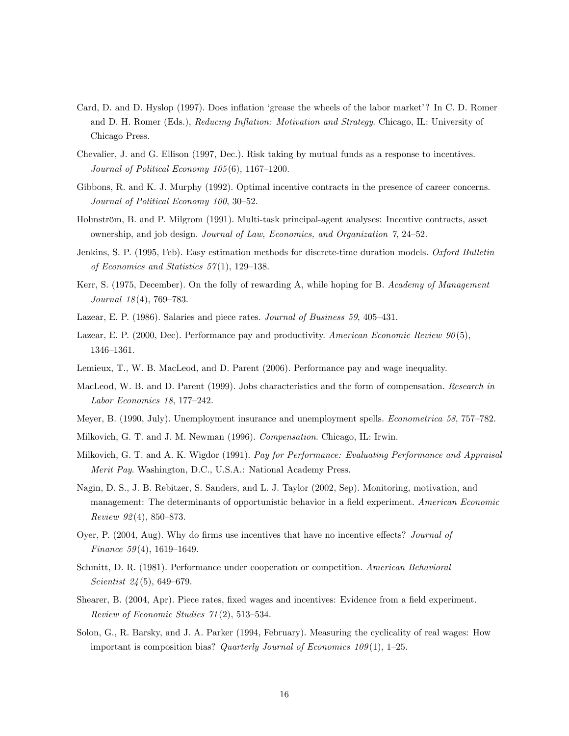Card, D. and D. Hyslop (1997). Does inflation 'grease the wheels of the labor market'? In C. D. Romer and D. H. Romer (Eds.), *Reducing Inflation: Motivation and Strategy*. Chicago, IL: University of Chicago Press.

Chevalier, J. and G. Ellison (1997, Dec.). Risk taking by mutual funds as a response to incentives. *Journal of Political Economy 105*(6), 1167–1200.

Gibbons, R. and K. J. Murphy (1992). Optimal incentive contracts in the presence of career concerns. *Journal of Political Economy 100*, 30–52.

Holmström, B. and P. Milgrom (1991). Multi-task principal-agent analyses: Incentive contracts, asset ownership, and job design. *Journal of Law, Economics, and Organization 7*, 24–52.

Jenkins, S. P. (1995, Feb). Easy estimation methods for discrete-time duration models. *Oxford Bulletin of Economics and Statistics 57*(1), 129–138.

Kerr, S. (1975, December). On the folly of rewarding A, while hoping for B. *Academy of Management Journal 18*(4), 769–783.

Lazear, E. P. (1986). Salaries and piece rates. *Journal of Business 59*, 405–431.

Lazear, E. P. (2000, Dec). Performance pay and productivity. *American Economic Review 90*(5), 1346–1361.

Lemieux, T., W. B. MacLeod, and D. Parent (2006). Performance pay and wage inequality.

MacLeod, W. B. and D. Parent (1999). Jobs characteristics and the form of compensation. *Research in Labor Economics 18*, 177–242.

Meyer, B. (1990, July). Unemployment insurance and unemployment spells. *Econometrica 58*, 757–782.

Milkovich, G. T. and J. M. Newman (1996). *Compensation*. Chicago, IL: Irwin.

Milkovich, G. T. and A. K. Wigdor (1991). *Pay for Performance: Evaluating Performance and Appraisal Merit Pay*. Washington, D.C., U.S.A.: National Academy Press.

Nagin, D. S., J. B. Rebitzer, S. Sanders, and L. J. Taylor (2002, Sep). Monitoring, motivation, and management: The determinants of opportunistic behavior in a field experiment. *American Economic Review 92*(4), 850–873.

Oyer, P. (2004, Aug). Why do firms use incentives that have no incentive effects? *Journal of Finance 59*(4), 1619–1649.

Schmitt, D. R. (1981). Performance under cooperation or competition. *American Behavioral Scientist 24*(5), 649–679.

Shearer, B. (2004, Apr). Piece rates, fixed wages and incentives: Evidence from a field experiment. *Review of Economic Studies 71*(2), 513–534.

Solon, G., R. Barsky, and J. A. Parker (1994, February). Measuring the cyclicality of real wages: How important is composition bias? *Quarterly Journal of Economics 109*(1), 1–25.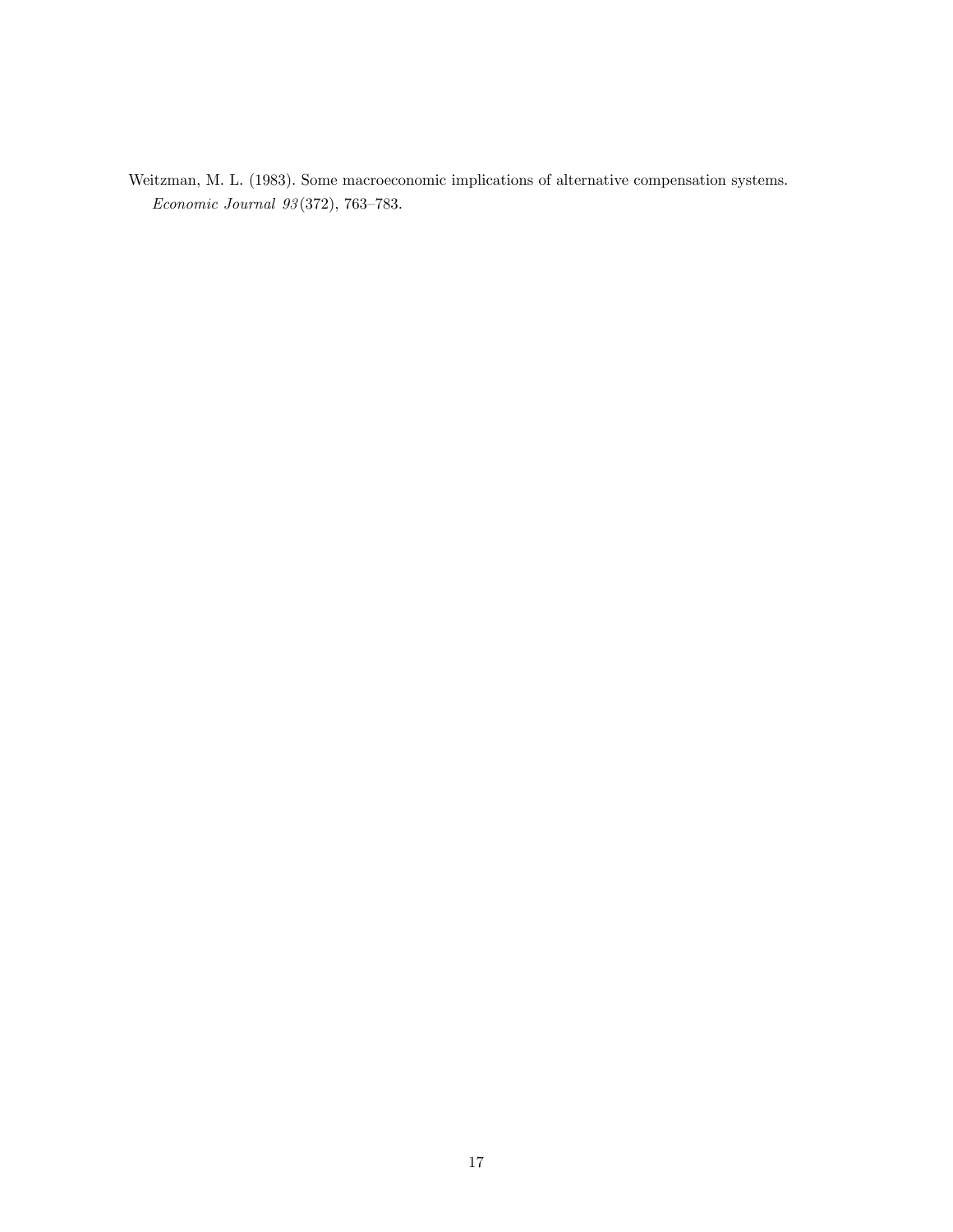Weitzman, M. L. (1983). Some macroeconomic implications of alternative compensation systems. *Economic Journal 93*(372), 763–783.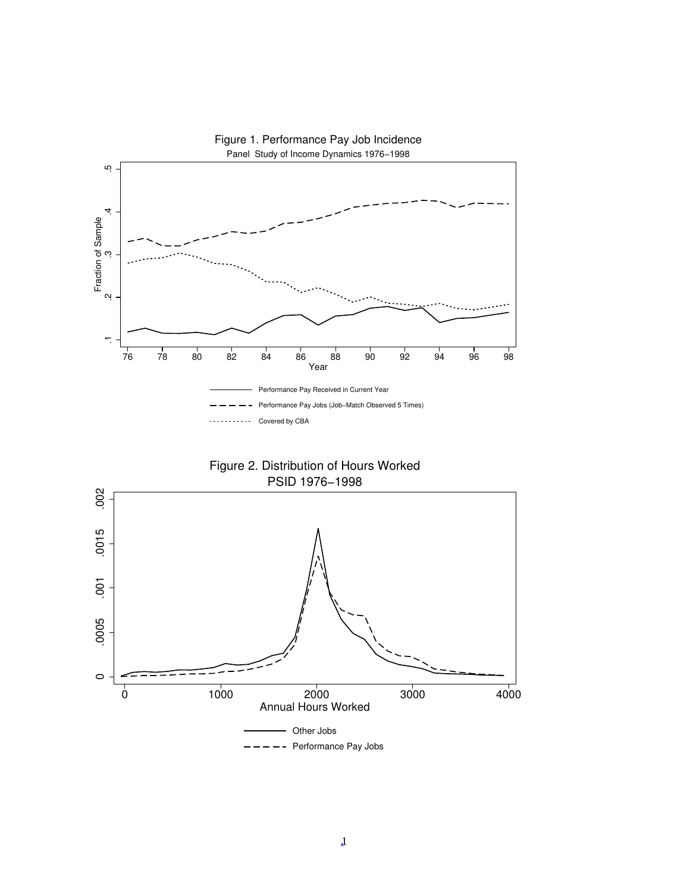Figure 1. Performance Pay Job Incidence

Panel Study of Income Dynamics 1976−1998

Fraction of Sample

.1

.2

.3

.4

.5

76 78 80 82 84 86 88 90 92 94 96 98

Year

Performance Pay Received in Current Year

Performance Pay Jobs (Job−Match Observed 5 Times)

Covered by CBA

Figure 2. Distribution of Hours Worked

PSID 1976−1998

0

.0005

.001

.0015

.002

0 1000 2000 3000 4000

Annual Hours Worked

Other Jobs

Performance Pay Jobs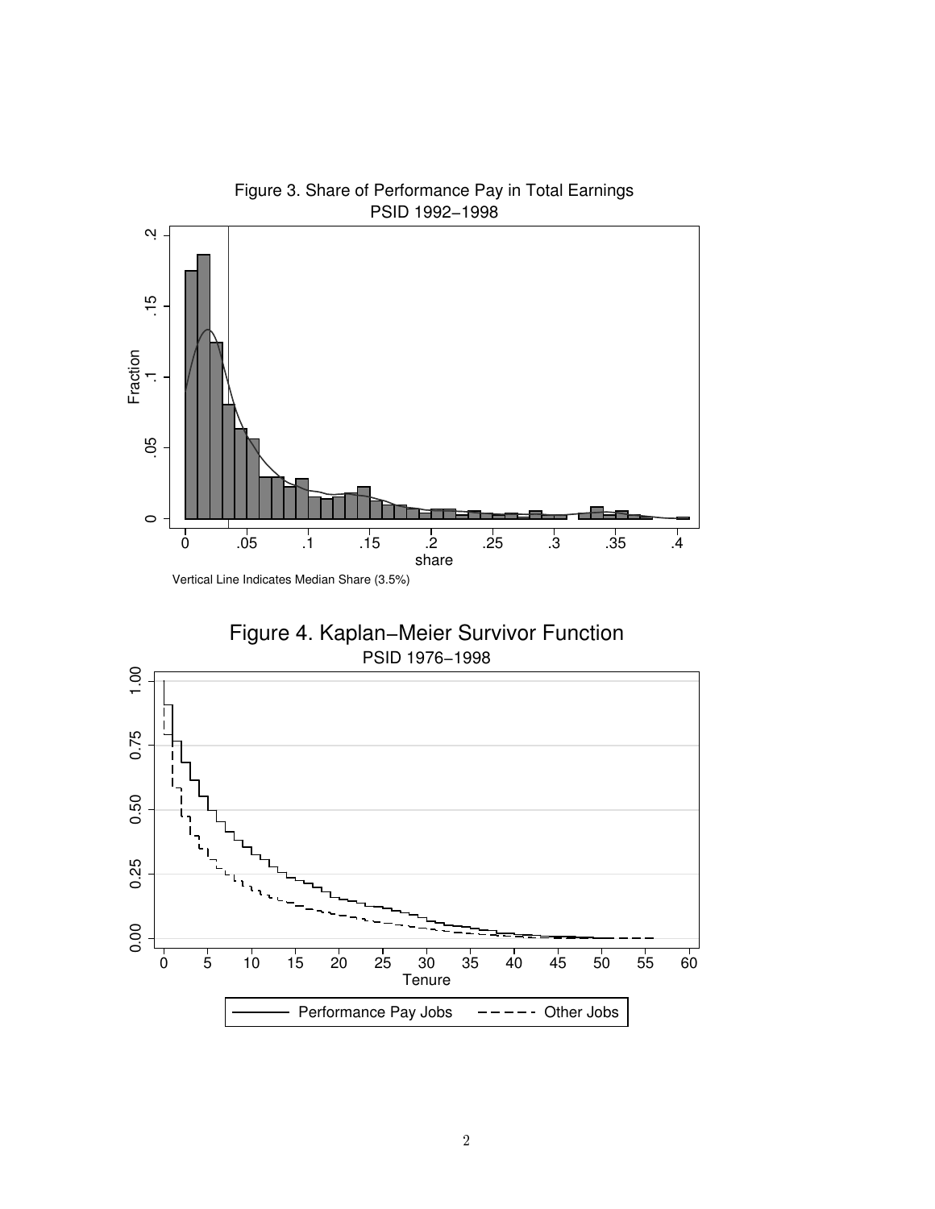Figure 3. Share of Performance Pay in Total Earnings
PSID 1992−1998

Fraction

0
.05
.1
.15
.2

0
.05
.1
.15
.2
.25
.3
.35
.4

share

Vertical Line Indicates Median Share (3.5%)

Figure 4. Kaplan−Meier Survivor Function
PSID 1976−1998

0.00
0.25
0.50
0.75
1.00

0
5
10
15
20
25
30
35
40
45
50
55
60

Tenure

Performance Pay Jobs
Other Jobs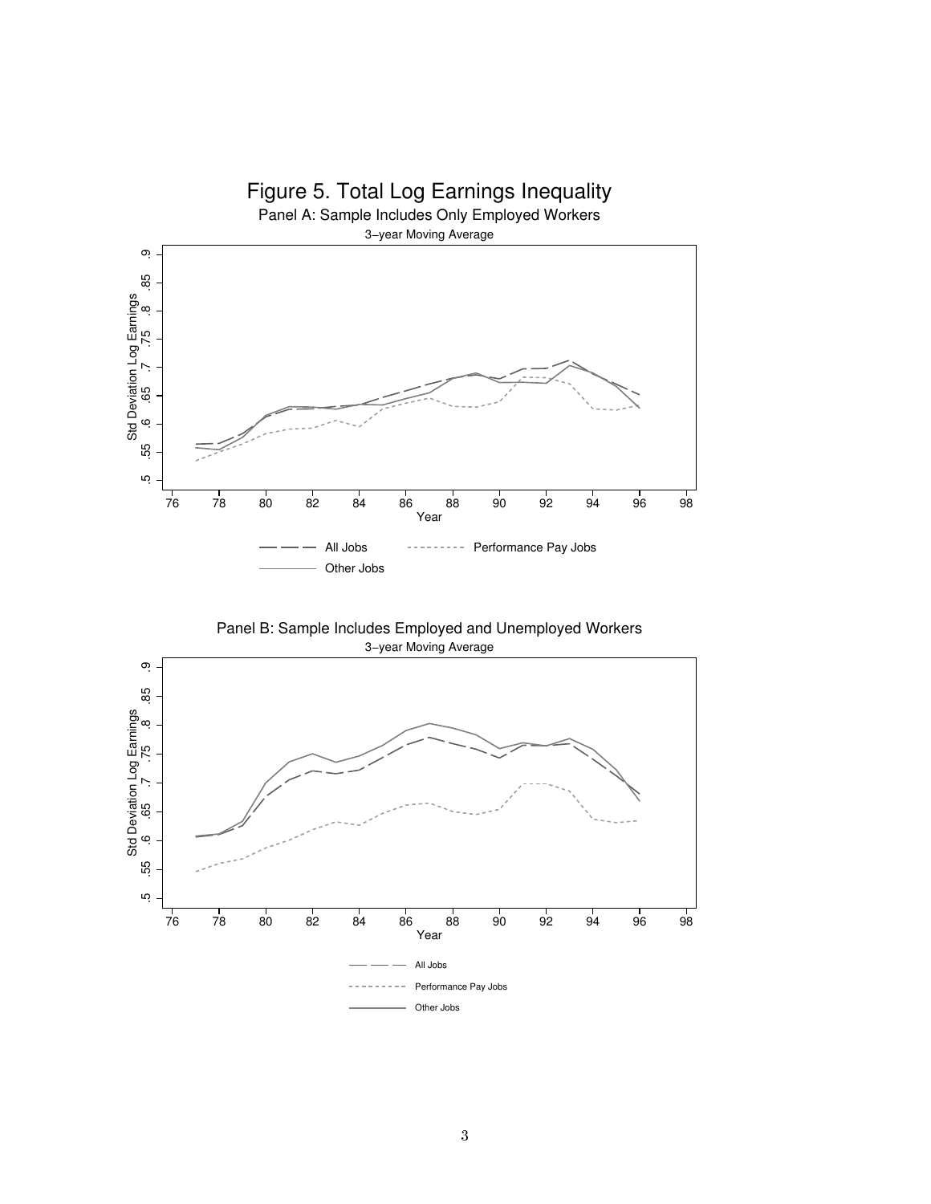# Figure 5. Total Log Earnings Inequality

Panel A: Sample Includes Only Employed Workers

3−year Moving Average

Std Deviation Log Earnings

.5 .55 .6 .65 .7 .75 .8 .85 .9

76 78 80 82 84 86 88 90 92 94 96 98

Year

All Jobs

Performance Pay Jobs

Other Jobs

Panel B: Sample Includes Employed and Unemployed Workers

3−year Moving Average

Std Deviation Log Earnings

.5 .55 .6 .65 .7 .75 .8 .85 .9

76 78 80 82 84 86 88 90 92 94 96 98

Year

All Jobs

Performance Pay Jobs

Other Jobs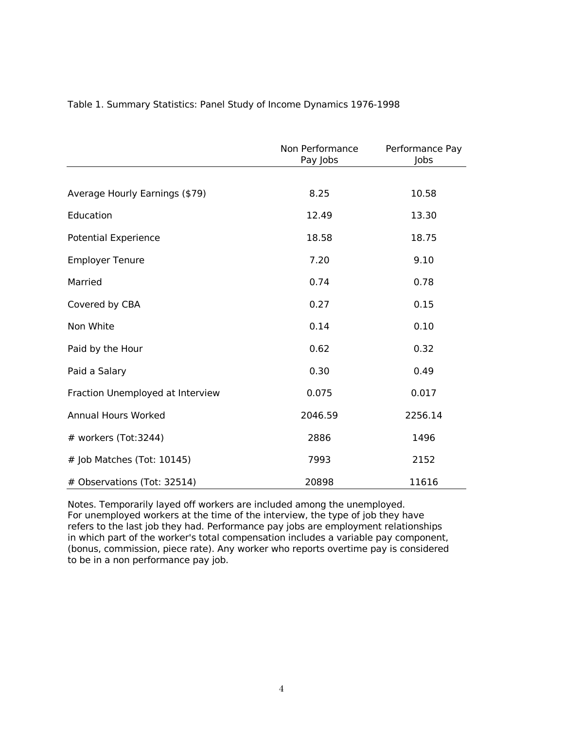Table 1. Summary Statistics: Panel Study of Income Dynamics 1976-1998

| | Non Performance Pay Jobs | Performance Pay Jobs |
|---|---|---|
| Average Hourly Earnings ($79) | 8.25 | 10.58 |
| Education | 12.49 | 13.30 |
| Potential Experience | 18.58 | 18.75 |
| Employer Tenure | 7.20 | 9.10 |
| Married | 0.74 | 0.78 |
| Covered by CBA | 0.27 | 0.15 |
| Non White | 0.14 | 0.10 |
| Paid by the Hour | 0.62 | 0.32 |
| Paid a Salary | 0.30 | 0.49 |
| Fraction Unemployed at Interview | 0.075 | 0.017 |
| Annual Hours Worked | 2046.59 | 2256.14 |
| # workers (Tot:3244) | 2886 | 1496 |
| # Job Matches (Tot: 10145) | 7993 | 2152 |
| # Observations (Tot: 32514) | 20898 | 11616 |

Notes. Temporarily layed off workers are included among the unemployed. For unemployed workers at the time of the interview, the type of job they have refers to the last job they had. Performance pay jobs are employment relationships in which part of the worker's total compensation includes a variable pay component, (bonus, commission, piece rate). Any worker who reports overtime pay is considered to be in a non performance pay job.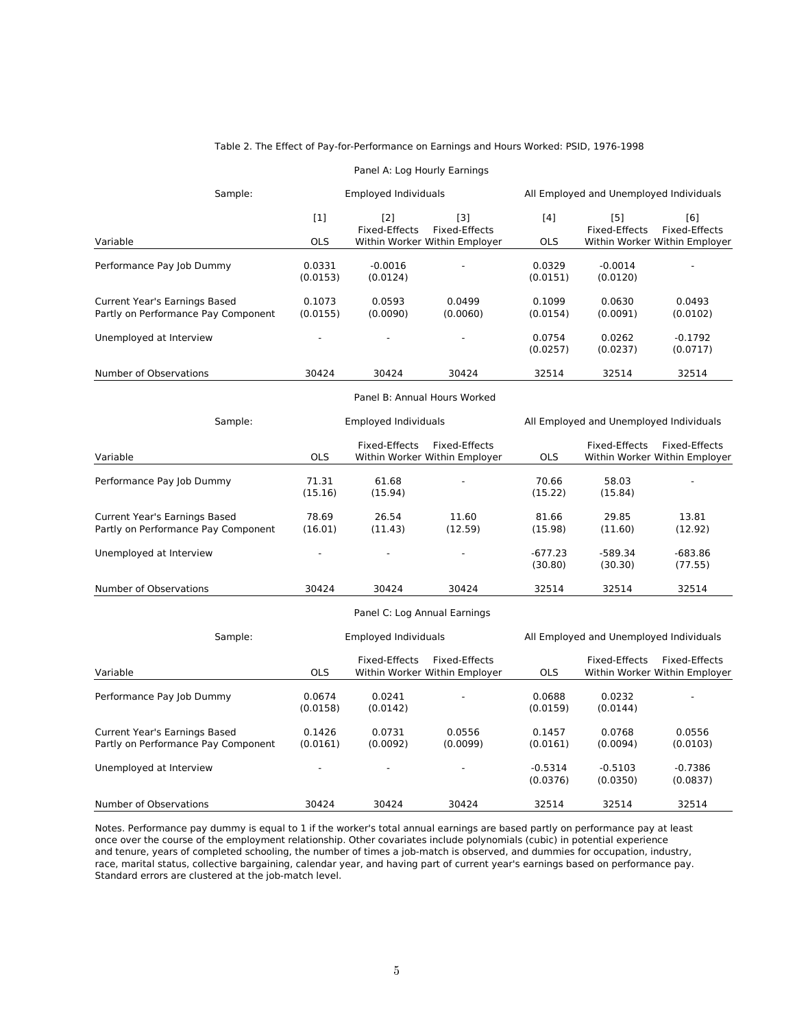Table 2. The Effect of Pay-for-Performance on Earnings and Hours Worked: PSID, 1976-1998

Panel A: Log Hourly Earnings

| Sample: | Employed Individuals | | | All Employed and Unemployed Individuals | | |
|---|---|---|---|---|---|---|
| | [1] | [2] | [3] | [4] | [5] | [6] |
| Variable | OLS | Fixed-Effects Within Worker | Fixed-Effects Within Employer | OLS | Fixed-Effects Within Worker | Fixed-Effects Within Employer |
| Performance Pay Job Dummy | 0.0331 | -0.0016 | - | 0.0329 | -0.0014 | - |
| | (0.0153) | (0.0124) | | (0.0151) | (0.0120) | |
| Current Year's Earnings Based Partly on Performance Pay Component | 0.1073 | 0.0593 | 0.0499 | 0.1099 | 0.0630 | 0.0493 |
| | (0.0155) | (0.0090) | (0.0060) | (0.0154) | (0.0091) | (0.0102) |
| Unemployed at Interview | - | - | - | 0.0754 | 0.0262 | -0.1792 |
| | | | | (0.0257) | (0.0237) | (0.0717) |
| Number of Observations | 30424 | 30424 | 30424 | 32514 | 32514 | 32514 |

Panel B: Annual Hours Worked

| Sample: | Employed Individuals | | | All Employed and Unemployed Individuals | | |
|---|---|---|---|---|---|---|
| Variable | OLS | Fixed-Effects Within Worker | Fixed-Effects Within Employer | OLS | Fixed-Effects Within Worker | Fixed-Effects Within Employer |
| Performance Pay Job Dummy | 71.31 | 61.68 | - | 70.66 | 58.03 | - |
| | (15.16) | (15.94) | | (15.22) | (15.84) | |
| Current Year's Earnings Based Partly on Performance Pay Component | 78.69 | 26.54 | 11.60 | 81.66 | 29.85 | 13.81 |
| | (16.01) | (11.43) | (12.59) | (15.98) | (11.60) | (12.92) |
| Unemployed at Interview | - | - | - | -677.23 | -589.34 | -683.86 |
| | | | | (30.80) | (30.30) | (77.55) |
| Number of Observations | 30424 | 30424 | 30424 | 32514 | 32514 | 32514 |

Panel C: Log Annual Earnings

| Sample: | Employed Individuals | | | All Employed and Unemployed Individuals | | |
|---|---|---|---|---|---|---|
| Variable | OLS | Fixed-Effects Within Worker | Fixed-Effects Within Employer | OLS | Fixed-Effects Within Worker | Fixed-Effects Within Employer |
| Performance Pay Job Dummy | 0.0674 | 0.0241 | - | 0.0688 | 0.0232 | - |
| | (0.0158) | (0.0142) | | (0.0159) | (0.0144) | |
| Current Year's Earnings Based Partly on Performance Pay Component | 0.1426 | 0.0731 | 0.0556 | 0.1457 | 0.0768 | 0.0556 |
| | (0.0161) | (0.0092) | (0.0099) | (0.0161) | (0.0094) | (0.0103) |
| Unemployed at Interview | - | - | - | -0.5314 | -0.5103 | -0.7386 |
| | | | | (0.0376) | (0.0350) | (0.0837) |
| Number of Observations | 30424 | 30424 | 30424 | 32514 | 32514 | 32514 |

Notes. Performance pay dummy is equal to 1 if the worker's total annual earnings are based partly on performance pay at least once over the course of the employment relationship. Other covariates include polynomials (cubic) in potential experience and tenure, years of completed schooling, the number of times a job-match is observed, and dummies for occupation, industry, race, marital status, collective bargaining, calendar year, and having part of current year's earnings based on performance pay. Standard errors are clustered at the job-match level.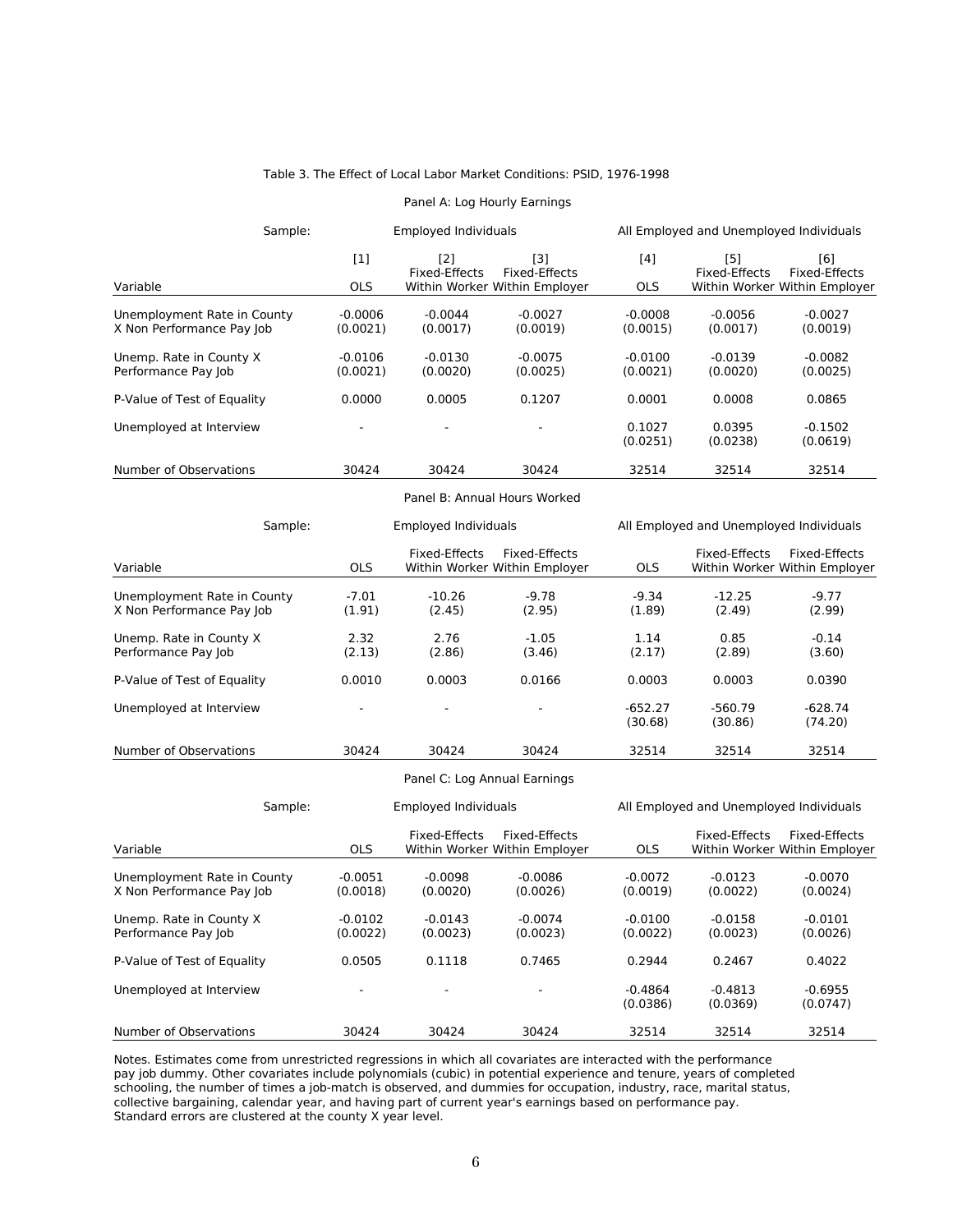Table 3. The Effect of Local Labor Market Conditions: PSID, 1976-1998

Panel A: Log Hourly Earnings

| Sample: | Employed Individuals | | | All Employed and Unemployed Individuals | | |
|---|---|---|---|---|---|---|
| | [1] | [2] Fixed-Effects | [3] Fixed-Effects | [4] | [5] Fixed-Effects | [6] Fixed-Effects |
| Variable | OLS | Within Worker | Within Employer | OLS | Within Worker | Within Employer |
| Unemployment Rate in County X Non Performance Pay Job | -0.0006 (0.0021) | -0.0044 (0.0017) | -0.0027 (0.0019) | -0.0008 (0.0015) | -0.0056 (0.0017) | -0.0027 (0.0019) |
| Unemp. Rate in County X Performance Pay Job | -0.0106 (0.0021) | -0.0130 (0.0020) | -0.0075 (0.0025) | -0.0100 (0.0021) | -0.0139 (0.0020) | -0.0082 (0.0025) |
| P-Value of Test of Equality | 0.0000 | 0.0005 | 0.1207 | 0.0001 | 0.0008 | 0.0865 |
| Unemployed at Interview | - | - | - | 0.1027 (0.0251) | 0.0395 (0.0238) | -0.1502 (0.0619) |
| Number of Observations | 30424 | 30424 | 30424 | 32514 | 32514 | 32514 |

Panel B: Annual Hours Worked

| Sample: | Employed Individuals | | | All Employed and Unemployed Individuals | | |
|---|---|---|---|---|---|---|
| | | Fixed-Effects | Fixed-Effects | | Fixed-Effects | Fixed-Effects |
| Variable | OLS | Within Worker | Within Employer | OLS | Within Worker | Within Employer |
| Unemployment Rate in County X Non Performance Pay Job | -7.01 (1.91) | -10.26 (2.45) | -9.78 (2.95) | -9.34 (1.89) | -12.25 (2.49) | -9.77 (2.99) |
| Unemp. Rate in County X Performance Pay Job | 2.32 (2.13) | 2.76 (2.86) | -1.05 (3.46) | 1.14 (2.17) | 0.85 (2.89) | -0.14 (3.60) |
| P-Value of Test of Equality | 0.0010 | 0.0003 | 0.0166 | 0.0003 | 0.0003 | 0.0390 |
| Unemployed at Interview | - | - | - | -652.27 (30.68) | -560.79 (30.86) | -628.74 (74.20) |
| Number of Observations | 30424 | 30424 | 30424 | 32514 | 32514 | 32514 |

Panel C: Log Annual Earnings

| Sample: | Employed Individuals | | | All Employed and Unemployed Individuals | | |
|---|---|---|---|---|---|---|
| | | Fixed-Effects | Fixed-Effects | | Fixed-Effects | Fixed-Effects |
| Variable | OLS | Within Worker | Within Employer | OLS | Within Worker | Within Employer |
| Unemployment Rate in County X Non Performance Pay Job | -0.0051 (0.0018) | -0.0098 (0.0020) | -0.0086 (0.0026) | -0.0072 (0.0019) | -0.0123 (0.0022) | -0.0070 (0.0024) |
| Unemp. Rate in County X Performance Pay Job | -0.0102 (0.0022) | -0.0143 (0.0023) | -0.0074 (0.0023) | -0.0100 (0.0022) | -0.0158 (0.0023) | -0.0101 (0.0026) |
| P-Value of Test of Equality | 0.0505 | 0.1118 | 0.7465 | 0.2944 | 0.2467 | 0.4022 |
| Unemployed at Interview | - | - | - | -0.4864 (0.0386) | -0.4813 (0.0369) | -0.6955 (0.0747) |
| Number of Observations | 30424 | 30424 | 30424 | 32514 | 32514 | 32514 |

Notes. Estimates come from unrestricted regressions in which all covariates are interacted with the performance pay job dummy. Other covariates include polynomials (cubic) in potential experience and tenure, years of completed schooling, the number of times a job-match is observed, and dummies for occupation, industry, race, marital status, collective bargaining, calendar year, and having part of current year's earnings based on performance pay. Standard errors are clustered at the county X year level.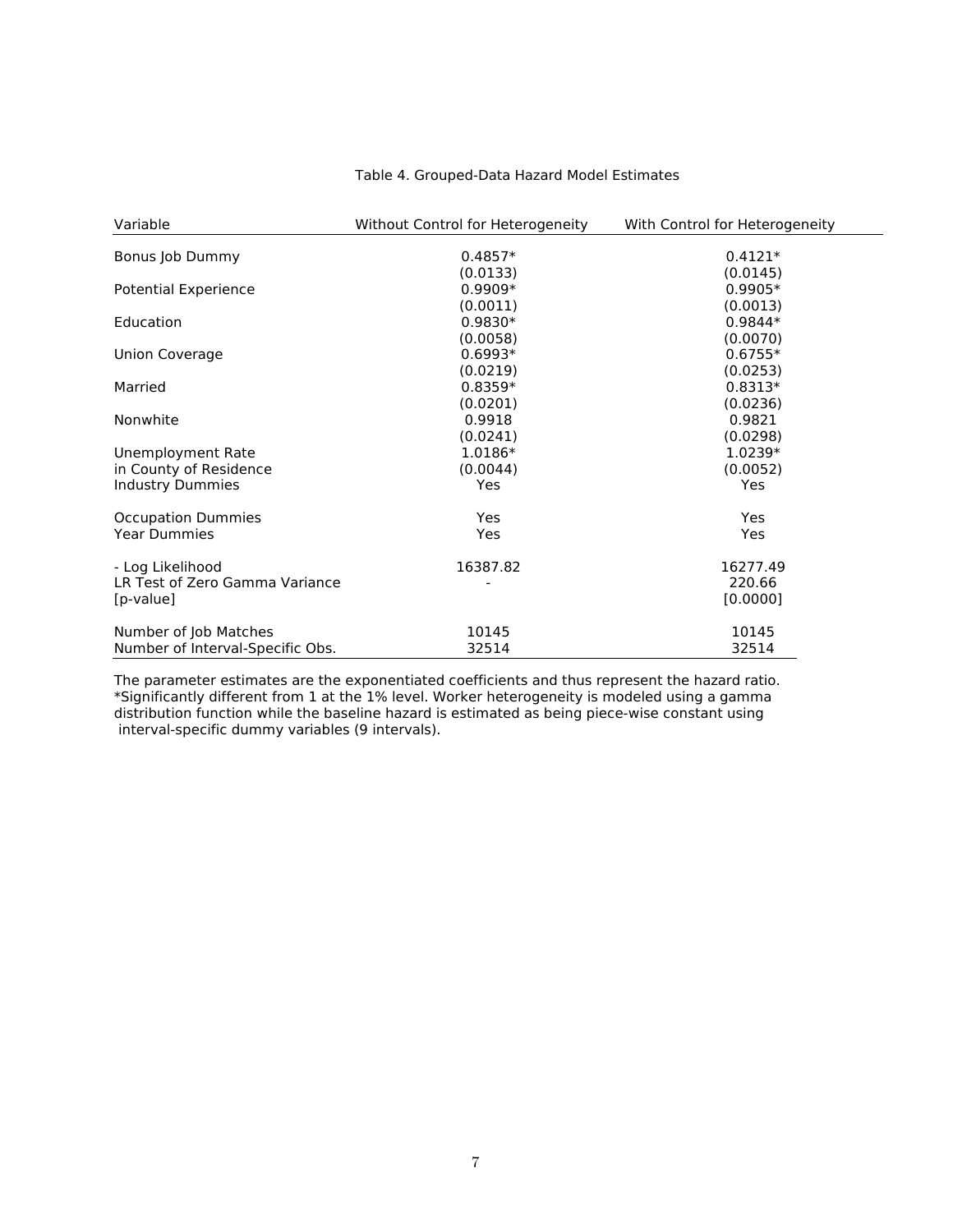Table 4. Grouped-Data Hazard Model Estimates

| Variable | Without Control for Heterogeneity | With Control for Heterogeneity |
|---|---|---|
| Bonus Job Dummy | 0.4857* | 0.4121* |
| | (0.0133) | (0.0145) |
| Potential Experience | 0.9909* | 0.9905* |
| | (0.0011) | (0.0013) |
| Education | 0.9830* | 0.9844* |
| | (0.0058) | (0.0070) |
| Union Coverage | 0.6993* | 0.6755* |
| | (0.0219) | (0.0253) |
| Married | 0.8359* | 0.8313* |
| | (0.0201) | (0.0236) |
| Nonwhite | 0.9918 | 0.9821 |
| | (0.0241) | (0.0298) |
| Unemployment Rate | 1.0186* | 1.0239* |
| in County of Residence | (0.0044) | (0.0052) |
| Industry Dummies | Yes | Yes |
| Occupation Dummies | Yes | Yes |
| Year Dummies | Yes | Yes |
| - Log Likelihood | 16387.82 | 16277.49 |
| LR Test of Zero Gamma Variance | - | 220.66 |
| [p-value] | | [0.0000] |
| Number of Job Matches | 10145 | 10145 |
| Number of Interval-Specific Obs. | 32514 | 32514 |

The parameter estimates are the exponentiated coefficients and thus represent the hazard ratio. *Significantly different from 1 at the 1% level. Worker heterogeneity is modeled using a gamma distribution function while the baseline hazard is estimated as being piece-wise constant using interval-specific dummy variables (9 intervals).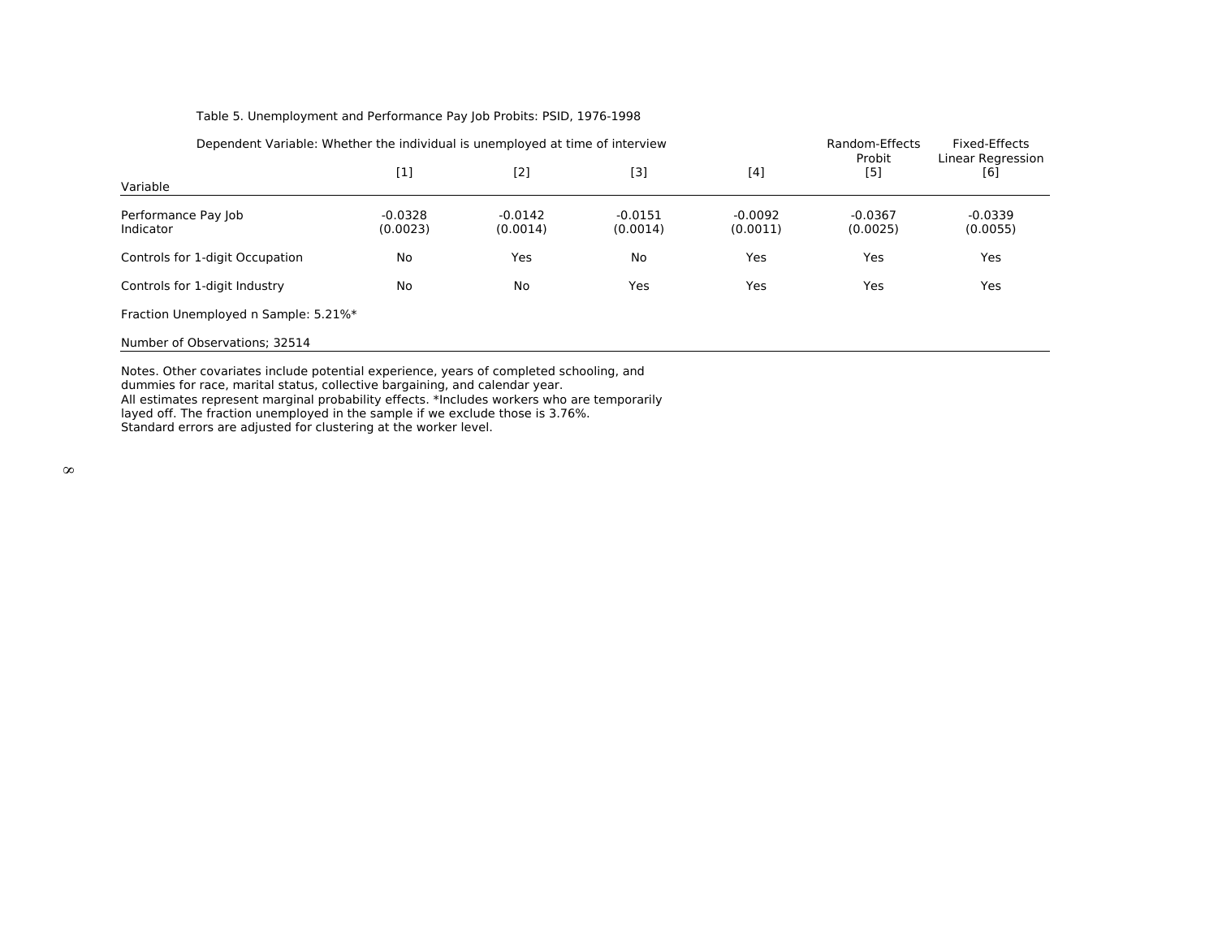Table 5. Unemployment and Performance Pay Job Probits: PSID, 1976-1998

| Dependent Variable: Whether the individual is unemployed at time of interview | | | | | Random-Effects Probit | Fixed-Effects Linear Regression |
|---|---|---|---|---|---|---|
| Variable | [1] | [2] | [3] | [4] | [5] | [6] |
| Performance Pay Job Indicator | -0.0328 (0.0023) | -0.0142 (0.0014) | -0.0151 (0.0014) | -0.0092 (0.0011) | -0.0367 (0.0025) | -0.0339 (0.0055) |
| Controls for 1-digit Occupation | No | Yes | No | Yes | Yes | Yes |
| Controls for 1-digit Industry | No | No | Yes | Yes | Yes | Yes |
| Fraction Unemployed n Sample: 5.21%* | | | | | | |
| Number of Observations; 32514 | | | | | | |

Notes. Other covariates include potential experience, years of completed schooling, and dummies for race, marital status, collective bargaining, and calendar year.
All estimates represent marginal probability effects. *Includes workers who are temporarily layed off. The fraction unemployed in the sample if we exclude those is 3.76%.
Standard errors are adjusted for clustering at the worker level.

∞